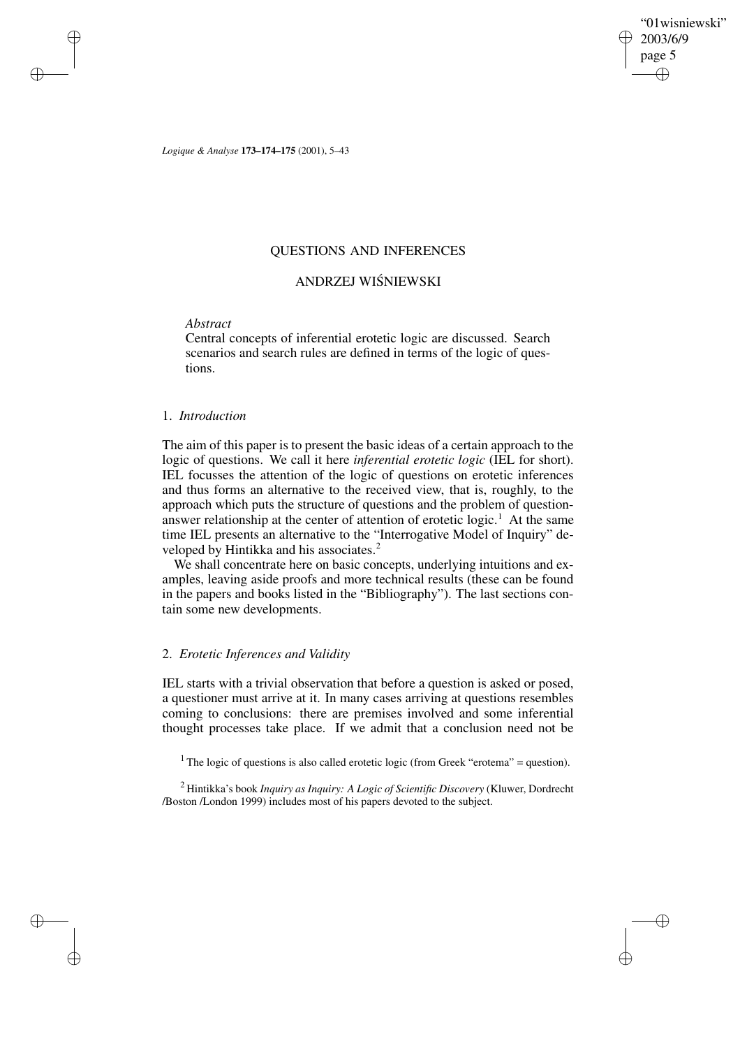# QUESTIONS AND INFERENCES

## ANDRZEJ WIŚNIEWSKI

*Abstract*

Central concepts of inferential erotetic logic are discussed. Search scenarios and search rules are defined in terms of the logic of questions.

### 1. *Introduction*

The aim of this paper is to present the basic ideas of a certain approach to the logic of questions. We call it here *inferential erotetic logic* (IEL for short). IEL focusses the attention of the logic of questions on erotetic inferences and thus forms an alternative to the received view, that is, roughly, to the approach which puts the structure of questions and the problem of question-answer relationship at the center of attention of erotetic logic.[1] At the same time IEL presents an alternative to the "Interrogative Model of Inquiry" developed by Hintikka and his associates.[2]

We shall concentrate here on basic concepts, underlying intuitions and examples, leaving aside proofs and more technical results (these can be found in the papers and books listed in the "Bibliography"). The last sections contain some new developments.

### 2. *Erotetic Inferences and Validity*

IEL starts with a trivial observation that before a question is asked or posed, a questioner must arrive at it. In many cases arriving at questions resembles coming to conclusions: there are premises involved and some inferential thought processes take place. If we admit that a conclusion need not be

[1] The logic of questions is also called erotetic logic (from Greek "erotema" = question).

[2] Hintikka's book *Inquiry as Inquiry: A Logic of Scientific Discovery* (Kluwer, Dordrecht /Boston /London 1999) includes most of his papers devoted to the subject.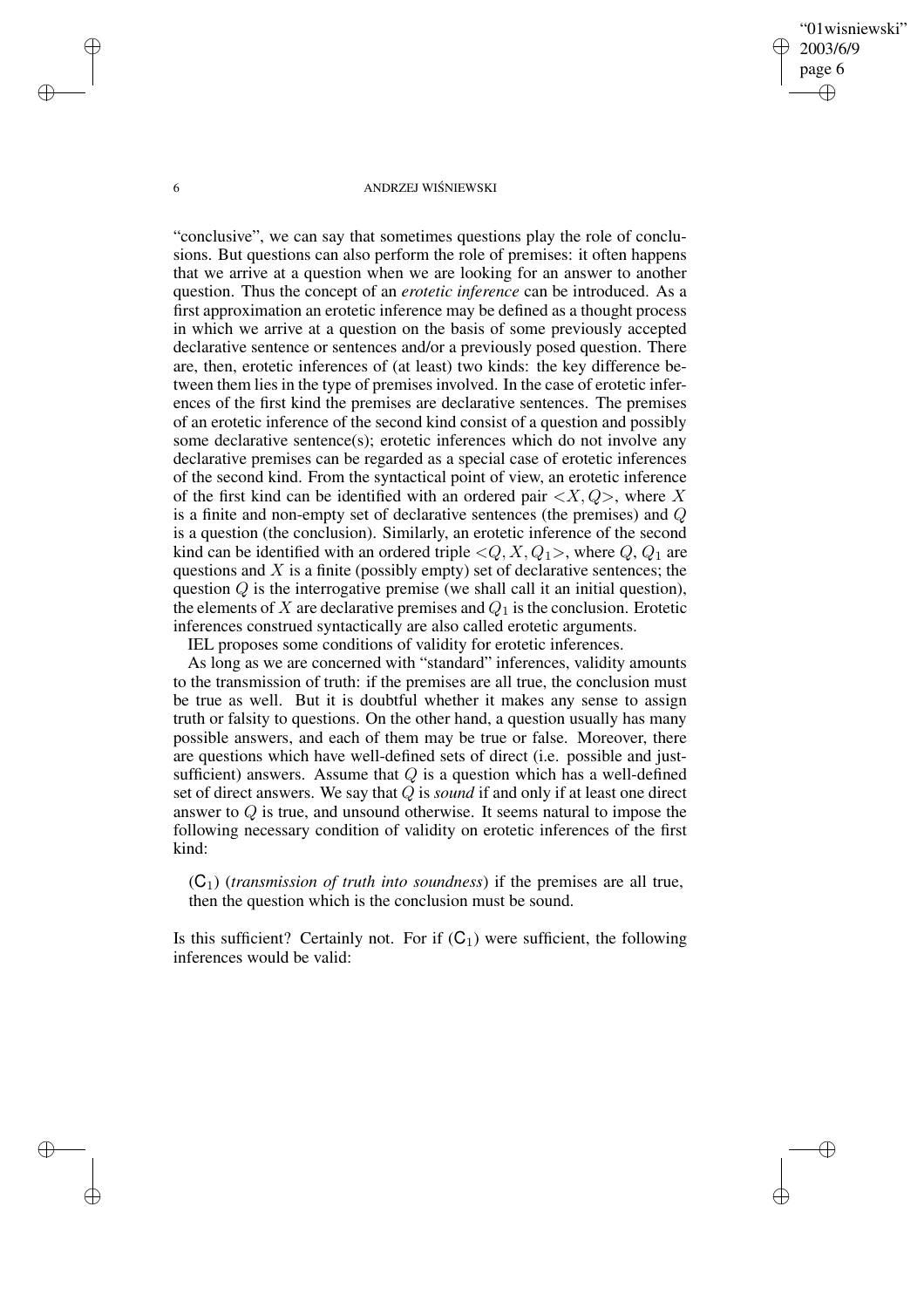"conclusive", we can say that sometimes questions play the role of conclusions. But questions can also perform the role of premises: it often happens that we arrive at a question when we are looking for an answer to another question. Thus the concept of an *erotetic inference* can be introduced. As a first approximation an erotetic inference may be defined as a thought process in which we arrive at a question on the basis of some previously accepted declarative sentence or sentences and/or a previously posed question. There are, then, erotetic inferences of (at least) two kinds: the key difference between them lies in the type of premises involved. In the case of erotetic inferences of the first kind the premises are declarative sentences. The premises of an erotetic inference of the second kind consist of a question and possibly some declarative sentence(s); erotetic inferences which do not involve any declarative premises can be regarded as a special case of erotetic inferences of the second kind. From the syntactical point of view, an erotetic inference of the first kind can be identified with an ordered pair $<X, Q>$, where $X$ is a finite and non-empty set of declarative sentences (the premises) and $Q$ is a question (the conclusion). Similarly, an erotetic inference of the second kind can be identified with an ordered triple $<Q, X, Q_1>$, where $Q$, $Q_1$ are questions and $X$ is a finite (possibly empty) set of declarative sentences; the question $Q$ is the interrogative premise (we shall call it an initial question), the elements of $X$ are declarative premises and $Q_1$ is the conclusion. Erotetic inferences construed syntactically are also called erotetic arguments.

IEL proposes some conditions of validity for erotetic inferences.

As long as we are concerned with "standard" inferences, validity amounts to the transmission of truth: if the premises are all true, the conclusion must be true as well. But it is doubtful whether it makes any sense to assign truth or falsity to questions. On the other hand, a question usually has many possible answers, and each of them may be true or false. Moreover, there are questions which have well-defined sets of direct (i.e. possible and just-sufficient) answers. Assume that $Q$ is a question which has a well-defined set of direct answers. We say that $Q$ is *sound* if and only if at least one direct answer to $Q$ is true, and unsound otherwise. It seems natural to impose the following necessary condition of validity on erotetic inferences of the first kind:

($\mathsf{C}_1$) (*transmission of truth into soundness*) if the premises are all true, then the question which is the conclusion must be sound.

Is this sufficient? Certainly not. For if ($\mathsf{C}_1$) were sufficient, the following inferences would be valid: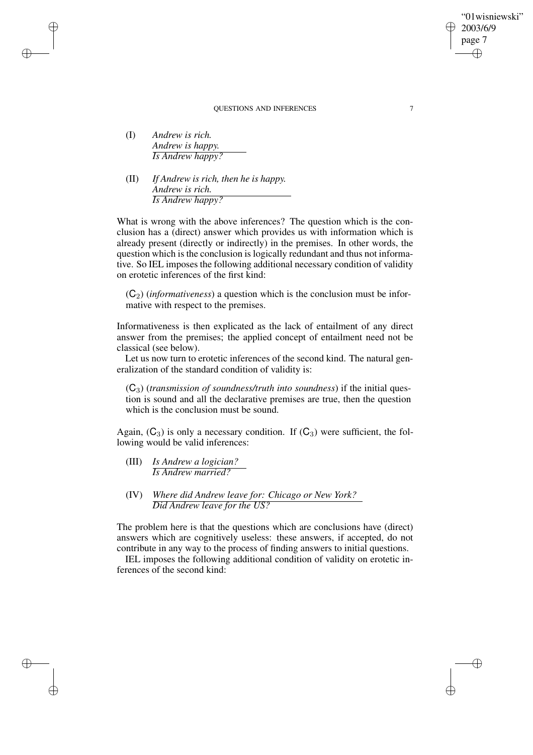(I) *Andrew is rich.*
*Andrew is happy.*
\_\_\_\_\_\_\_\_\_\_\_\_\_\_\_\_
*Is Andrew happy?*

(II) *If Andrew is rich, then he is happy.*
*Andrew is rich.*
\_\_\_\_\_\_\_\_\_\_\_\_\_\_\_\_\_\_\_\_\_\_\_\_\_\_\_\_\_\_
*Is Andrew happy?*

What is wrong with the above inferences? The question which is the conclusion has a (direct) answer which provides us with information which is already present (directly or indirectly) in the premises. In other words, the question which is the conclusion is logically redundant and thus not informative. So IEL imposes the following additional necessary condition of validity on erotetic inferences of the first kind:

> ($\mathsf{C}_2$) (*informativeness*) a question which is the conclusion must be informative with respect to the premises.

Informativeness is then explicated as the lack of entailment of any direct answer from the premises; the applied concept of entailment need not be classical (see below).

Let us now turn to erotetic inferences of the second kind. The natural generalization of the standard condition of validity is:

> ($\mathsf{C}_3$) (*transmission of soundness/truth into soundness*) if the initial question is sound and all the declarative premises are true, then the question which is the conclusion must be sound.

Again, ($\mathsf{C}_3$) is only a necessary condition. If ($\mathsf{C}_3$) were sufficient, the following would be valid inferences:

(III) *Is Andrew a logician?*
\_\_\_\_\_\_\_\_\_\_\_\_\_\_\_\_\_\_
*Is Andrew married?*

(IV) *Where did Andrew leave for: Chicago or New York?*
\_\_\_\_\_\_\_\_\_\_\_\_\_\_\_\_\_\_\_\_\_\_\_\_\_\_\_\_\_\_\_\_\_\_\_\_\_\_\_\_\_\_\_\_
*Did Andrew leave for the US?*

The problem here is that the questions which are conclusions have (direct) answers which are cognitively useless: these answers, if accepted, do not contribute in any way to the process of finding answers to initial questions.

IEL imposes the following additional condition of validity on erotetic inferences of the second kind: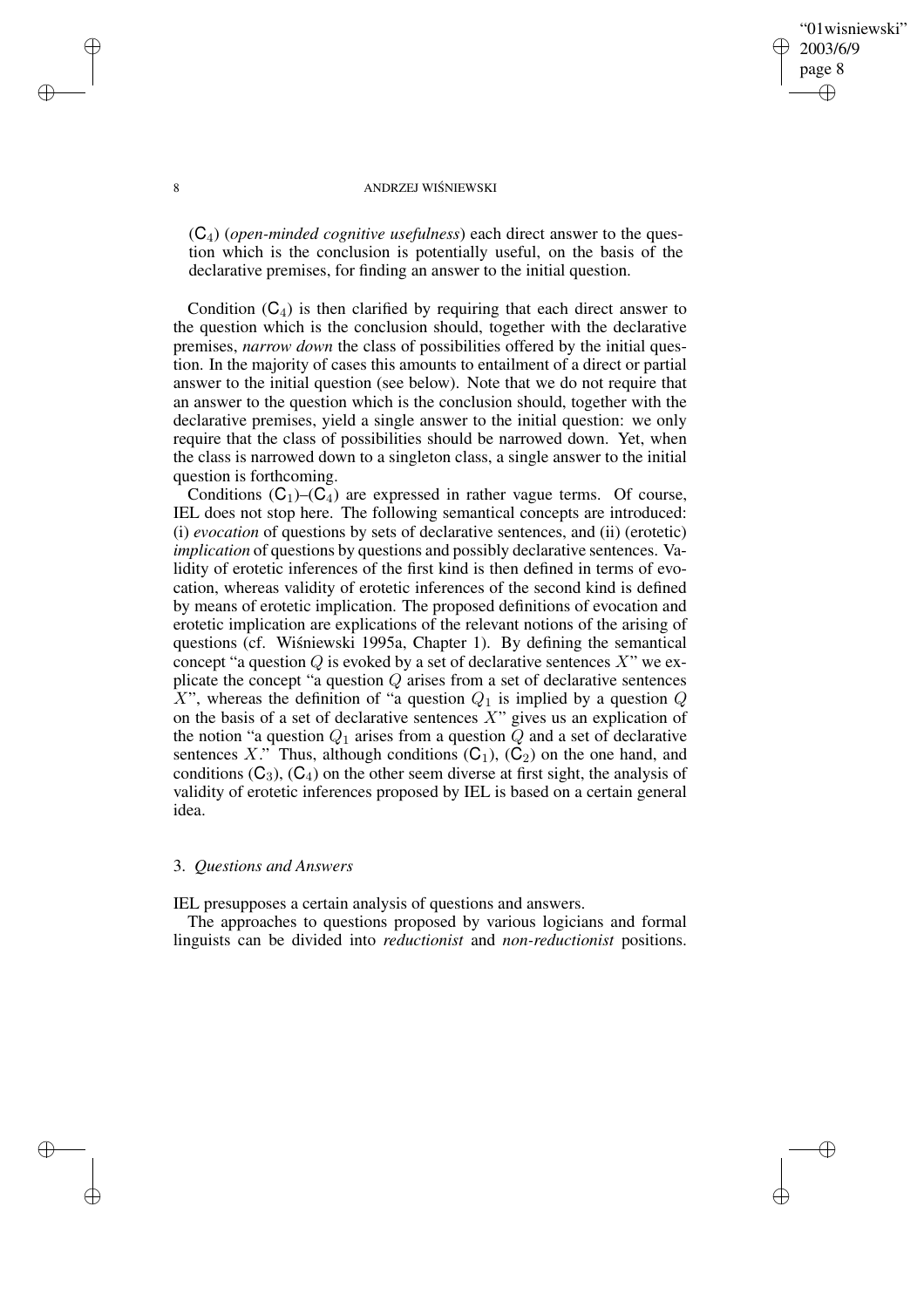($\mathsf{C}_4$) (*open-minded cognitive usefulness*) each direct answer to the question which is the conclusion is potentially useful, on the basis of the declarative premises, for finding an answer to the initial question.

Condition ($\mathsf{C}_4$) is then clarified by requiring that each direct answer to the question which is the conclusion should, together with the declarative premises, *narrow down* the class of possibilities offered by the initial question. In the majority of cases this amounts to entailment of a direct or partial answer to the initial question (see below). Note that we do not require that an answer to the question which is the conclusion should, together with the declarative premises, yield a single answer to the initial question: we only require that the class of possibilities should be narrowed down. Yet, when the class is narrowed down to a singleton class, a single answer to the initial question is forthcoming.

Conditions ($\mathsf{C}_1$)–($\mathsf{C}_4$) are expressed in rather vague terms. Of course, IEL does not stop here. The following semantical concepts are introduced: (i) *evocation* of questions by sets of declarative sentences, and (ii) (erotetic) *implication* of questions by questions and possibly declarative sentences. Validity of erotetic inferences of the first kind is then defined in terms of evocation, whereas validity of erotetic inferences of the second kind is defined by means of erotetic implication. The proposed definitions of evocation and erotetic implication are explications of the relevant notions of the arising of questions (cf. Wiśniewski 1995a, Chapter 1). By defining the semantical concept "a question $Q$ is evoked by a set of declarative sentences $X$" we explicate the concept "a question $Q$ arises from a set of declarative sentences $X$", whereas the definition of "a question $Q_1$ is implied by a question $Q$ on the basis of a set of declarative sentences $X$" gives us an explication of the notion "a question $Q_1$ arises from a question $Q$ and a set of declarative sentences $X$." Thus, although conditions ($\mathsf{C}_1$), ($\mathsf{C}_2$) on the one hand, and conditions ($\mathsf{C}_3$), ($\mathsf{C}_4$) on the other seem diverse at first sight, the analysis of validity of erotetic inferences proposed by IEL is based on a certain general idea.

## 3. *Questions and Answers*

IEL presupposes a certain analysis of questions and answers.

The approaches to questions proposed by various logicians and formal linguists can be divided into *reductionist* and *non-reductionist* positions.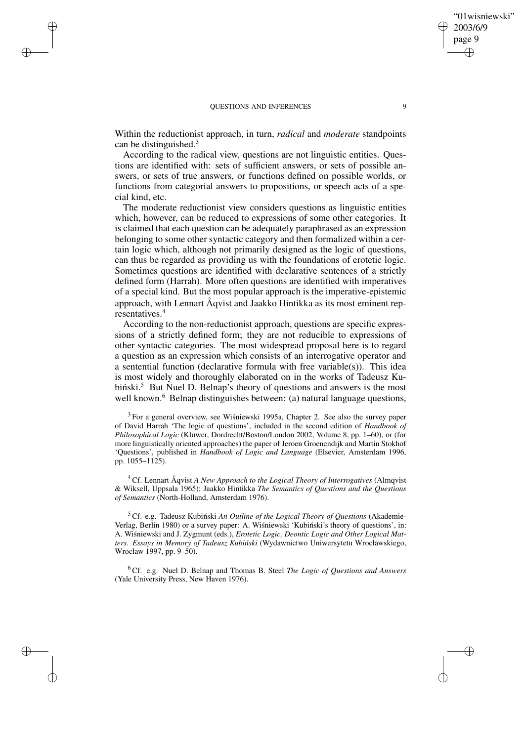Within the reductionist approach, in turn, *radical* and *moderate* standpoints can be distinguished.[3]

According to the radical view, questions are not linguistic entities. Questions are identified with: sets of sufficient answers, or sets of possible answers, or sets of true answers, or functions defined on possible worlds, or functions from categorial answers to propositions, or speech acts of a special kind, etc.

The moderate reductionist view considers questions as linguistic entities which, however, can be reduced to expressions of some other categories. It is claimed that each question can be adequately paraphrased as an expression belonging to some other syntactic category and then formalized within a certain logic which, although not primarily designed as the logic of questions, can thus be regarded as providing us with the foundations of erotetic logic. Sometimes questions are identified with declarative sentences of a strictly defined form (Harrah). More often questions are identified with imperatives of a special kind. But the most popular approach is the imperative-epistemic approach, with Lennart Åqvist and Jaakko Hintikka as its most eminent representatives.[4]

According to the non-reductionist approach, questions are specific expressions of a strictly defined form; they are not reducible to expressions of other syntactic categories. The most widespread proposal here is to regard a question as an expression which consists of an interrogative operator and a sentential function (declarative formula with free variable(s)). This idea is most widely and thoroughly elaborated on in the works of Tadeusz Kubiński.[5] But Nuel D. Belnap's theory of questions and answers is the most well known.[6] Belnap distinguishes between: (a) natural language questions,

[3] For a general overview, see Wiśniewski 1995a, Chapter 2. See also the survey paper of David Harrah 'The logic of questions', included in the second edition of *Handbook of Philosophical Logic* (Kluwer, Dordrecht/Boston/London 2002, Volume 8, pp. 1–60), or (for more linguistically oriented approaches) the paper of Jeroen Groenendijk and Martin Stokhof 'Questions', published in *Handbook of Logic and Language* (Elsevier, Amsterdam 1996, pp. 1055–1125).

[4] Cf. Lennart Åqvist *A New Approach to the Logical Theory of Interrogatives* (Almqvist & Wiksell, Uppsala 1965); Jaakko Hintikka *The Semantics of Questions and the Questions of Semantics* (North-Holland, Amsterdam 1976).

[5] Cf. e.g. Tadeusz Kubiński *An Outline of the Logical Theory of Questions* (Akademie-Verlag, Berlin 1980) or a survey paper: A. Wiśniewski 'Kubiński's theory of questions', in: A. Wiśniewski and J. Zygmunt (eds.), *Erotetic Logic, Deontic Logic and Other Logical Matters. Essays in Memory of Tadeusz Kubiński* (Wydawnictwo Uniwersytetu Wrocławskiego, Wrocław 1997, pp. 9–50).

[6] Cf. e.g. Nuel D. Belnap and Thomas B. Steel *The Logic of Questions and Answers* (Yale University Press, New Haven 1976).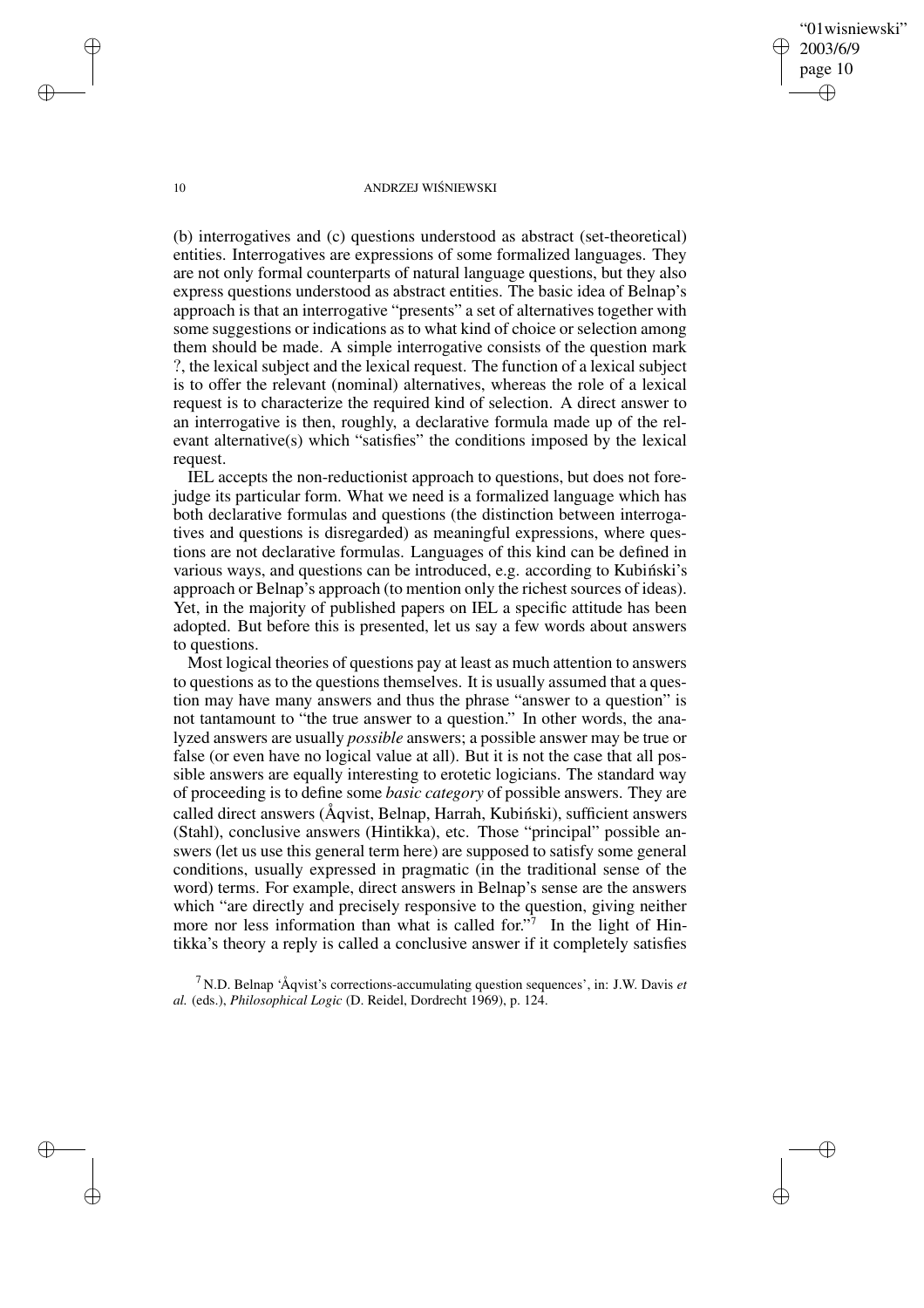(b) interrogatives and (c) questions understood as abstract (set-theoretical) entities. Interrogatives are expressions of some formalized languages. They are not only formal counterparts of natural language questions, but they also express questions understood as abstract entities. The basic idea of Belnap's approach is that an interrogative "presents" a set of alternatives together with some suggestions or indications as to what kind of choice or selection among them should be made. A simple interrogative consists of the question mark ?, the lexical subject and the lexical request. The function of a lexical subject is to offer the relevant (nominal) alternatives, whereas the role of a lexical request is to characterize the required kind of selection. A direct answer to an interrogative is then, roughly, a declarative formula made up of the relevant alternative(s) which "satisfies" the conditions imposed by the lexical request.

IEL accepts the non-reductionist approach to questions, but does not forejudge its particular form. What we need is a formalized language which has both declarative formulas and questions (the distinction between interrogatives and questions is disregarded) as meaningful expressions, where questions are not declarative formulas. Languages of this kind can be defined in various ways, and questions can be introduced, e.g. according to Kubiński's approach or Belnap's approach (to mention only the richest sources of ideas). Yet, in the majority of published papers on IEL a specific attitude has been adopted. But before this is presented, let us say a few words about answers to questions.

Most logical theories of questions pay at least as much attention to answers to questions as to the questions themselves. It is usually assumed that a question may have many answers and thus the phrase "answer to a question" is not tantamount to "the true answer to a question." In other words, the analyzed answers are usually *possible* answers; a possible answer may be true or false (or even have no logical value at all). But it is not the case that all possible answers are equally interesting to erotetic logicians. The standard way of proceeding is to define some *basic category* of possible answers. They are called direct answers (Åqvist, Belnap, Harrah, Kubiński), sufficient answers (Stahl), conclusive answers (Hintikka), etc. Those "principal" possible answers (let us use this general term here) are supposed to satisfy some general conditions, usually expressed in pragmatic (in the traditional sense of the word) terms. For example, direct answers in Belnap's sense are the answers which "are directly and precisely responsive to the question, giving neither more nor less information than what is called for."[7] In the light of Hintikka's theory a reply is called a conclusive answer if it completely satisfies

[7] N.D. Belnap 'Åqvist's corrections-accumulating question sequences', in: J.W. Davis *et al.* (eds.), *Philosophical Logic* (D. Reidel, Dordrecht 1969), p. 124.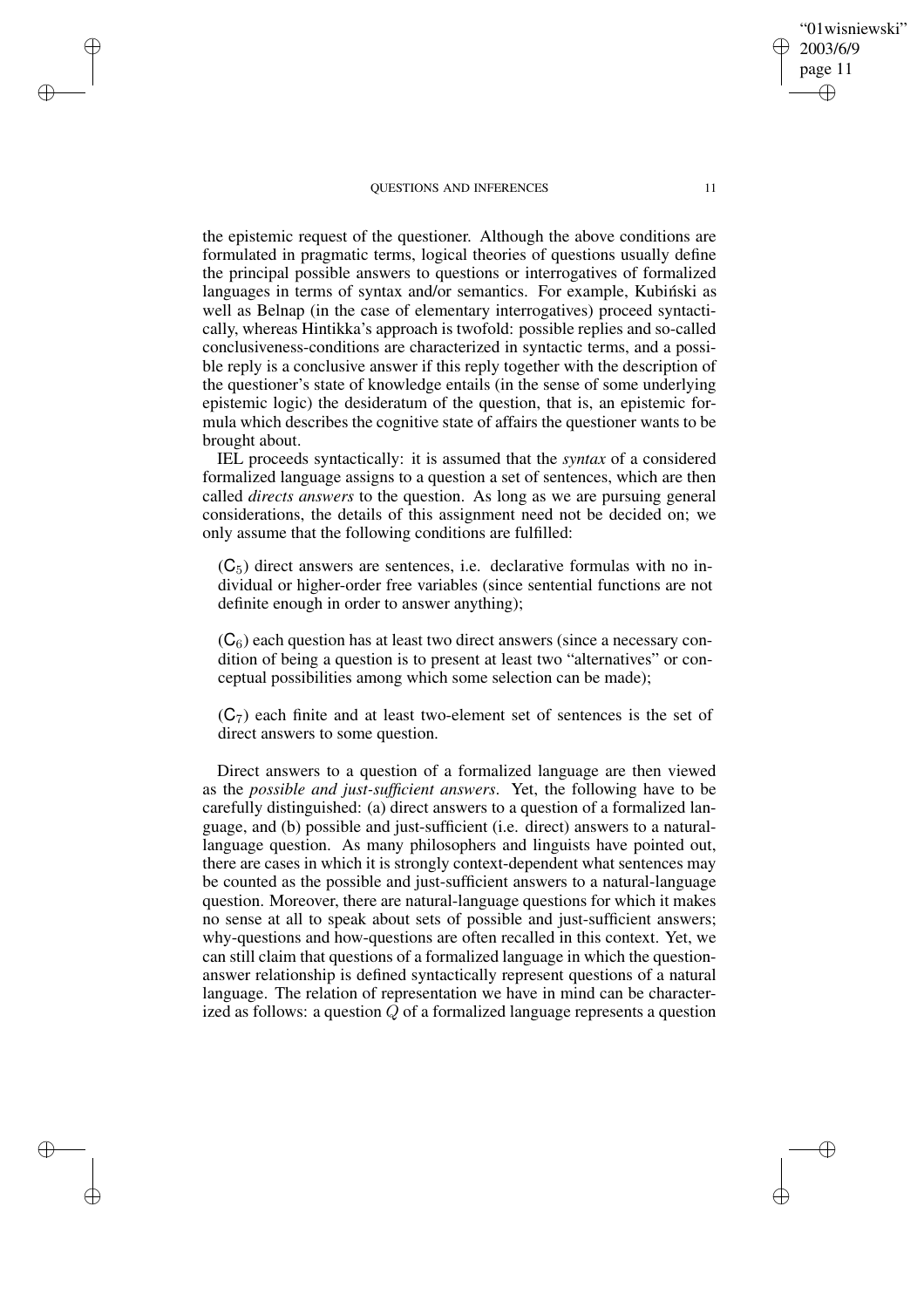the epistemic request of the questioner. Although the above conditions are formulated in pragmatic terms, logical theories of questions usually define the principal possible answers to questions or interrogatives of formalized languages in terms of syntax and/or semantics. For example, Kubiński as well as Belnap (in the case of elementary interrogatives) proceed syntactically, whereas Hintikka's approach is twofold: possible replies and so-called conclusiveness-conditions are characterized in syntactic terms, and a possible reply is a conclusive answer if this reply together with the description of the questioner's state of knowledge entails (in the sense of some underlying epistemic logic) the desideratum of the question, that is, an epistemic formula which describes the cognitive state of affairs the questioner wants to be brought about.

IEL proceeds syntactically: it is assumed that the *syntax* of a considered formalized language assigns to a question a set of sentences, which are then called *directs answers* to the question. As long as we are pursuing general considerations, the details of this assignment need not be decided on; we only assume that the following conditions are fulfilled:

> ($\mathsf{C}_5$) direct answers are sentences, i.e. declarative formulas with no individual or higher-order free variables (since sentential functions are not definite enough in order to answer anything);
>
> ($\mathsf{C}_6$) each question has at least two direct answers (since a necessary condition of being a question is to present at least two "alternatives" or conceptual possibilities among which some selection can be made);
>
> ($\mathsf{C}_7$) each finite and at least two-element set of sentences is the set of direct answers to some question.

Direct answers to a question of a formalized language are then viewed as the *possible and just-sufficient answers*. Yet, the following have to be carefully distinguished: (a) direct answers to a question of a formalized language, and (b) possible and just-sufficient (i.e. direct) answers to a natural-language question. As many philosophers and linguists have pointed out, there are cases in which it is strongly context-dependent what sentences may be counted as the possible and just-sufficient answers to a natural-language question. Moreover, there are natural-language questions for which it makes no sense at all to speak about sets of possible and just-sufficient answers; why-questions and how-questions are often recalled in this context. Yet, we can still claim that questions of a formalized language in which the question-answer relationship is defined syntactically represent questions of a natural language. The relation of representation we have in mind can be characterized as follows: a question $Q$ of a formalized language represents a question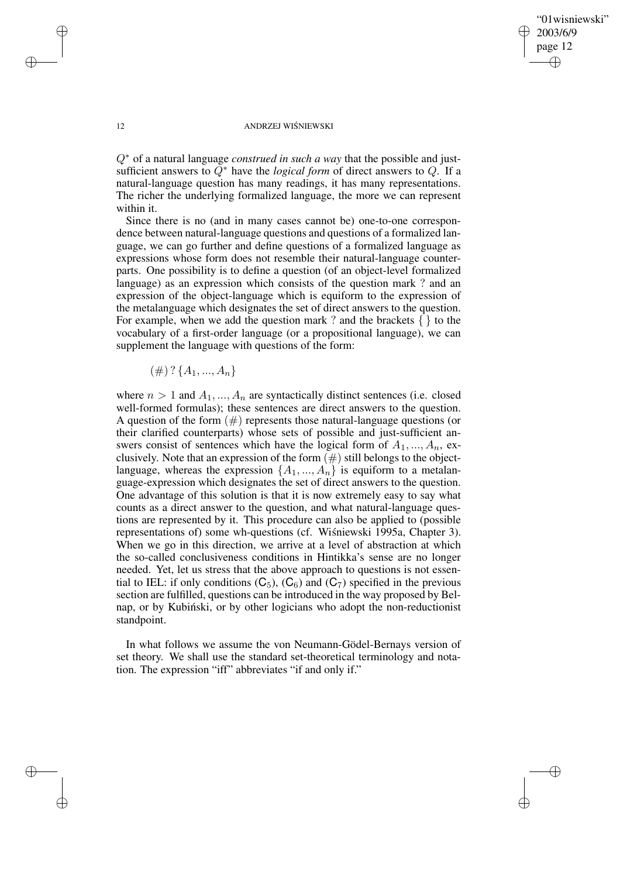$Q^*$ of a natural language *construed in such a way* that the possible and just-sufficient answers to $Q^*$ have the *logical form* of direct answers to $Q$. If a natural-language question has many readings, it has many representations. The richer the underlying formalized language, the more we can represent within it.

Since there is no (and in many cases cannot be) one-to-one correspondence between natural-language questions and questions of a formalized language, we can go further and define questions of a formalized language as expressions whose form does not resemble their natural-language counterparts. One possibility is to define a question (of an object-level formalized language) as an expression which consists of the question mark ? and an expression of the object-language which is equiform to the expression of the metalanguage which designates the set of direct answers to the question. For example, when we add the question mark ? and the brackets { } to the vocabulary of a first-order language (or a propositional language), we can supplement the language with questions of the form:

$$(\#)\ ?\ \{A_1, ..., A_n\}$$

where $n > 1$ and $A_1, ..., A_n$ are syntactically distinct sentences (i.e. closed well-formed formulas); these sentences are direct answers to the question. A question of the form $(\#)$ represents those natural-language questions (or their clarified counterparts) whose sets of possible and just-sufficient answers consist of sentences which have the logical form of $A_1, ..., A_n$, exclusively. Note that an expression of the form $(\#)$ still belongs to the object-language, whereas the expression $\{A_1, ..., A_n\}$ is equiform to a metalanguage-expression which designates the set of direct answers to the question. One advantage of this solution is that it is now extremely easy to say what counts as a direct answer to the question, and what natural-language questions are represented by it. This procedure can also be applied to (possible representations of) some wh-questions (cf. Wiśniewski 1995a, Chapter 3). When we go in this direction, we arrive at a level of abstraction at which the so-called conclusiveness conditions in Hintikka's sense are no longer needed. Yet, let us stress that the above approach to questions is not essential to IEL: if only conditions ($\mathsf{C}_5$), ($\mathsf{C}_6$) and ($\mathsf{C}_7$) specified in the previous section are fulfilled, questions can be introduced in the way proposed by Belnap, or by Kubiński, or by other logicians who adopt the non-reductionist standpoint.

In what follows we assume the von Neumann-Gödel-Bernays version of set theory. We shall use the standard set-theoretical terminology and notation. The expression "iff" abbreviates "if and only if."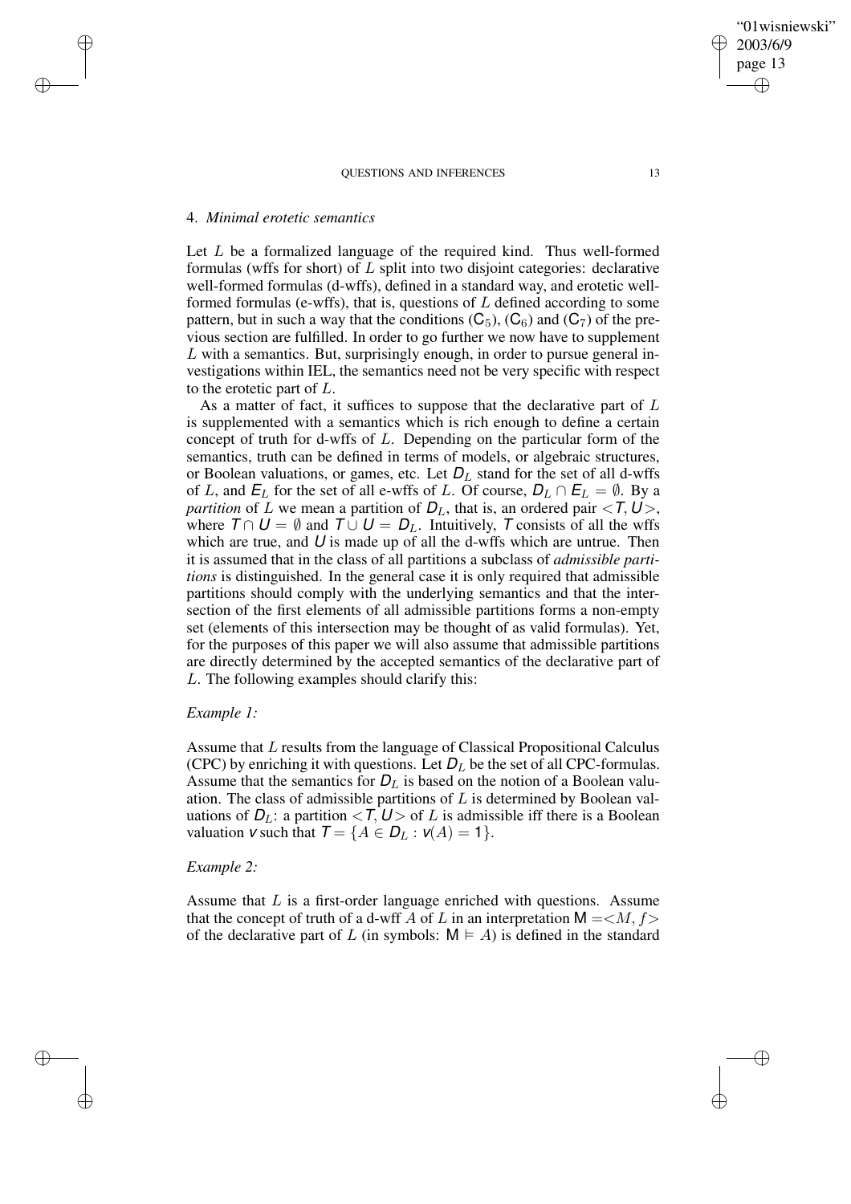## 4. *Minimal erotetic semantics*

Let $L$ be a formalized language of the required kind. Thus well-formed formulas (wffs for short) of $L$ split into two disjoint categories: declarative well-formed formulas (d-wffs), defined in a standard way, and erotetic well-formed formulas (e-wffs), that is, questions of $L$ defined according to some pattern, but in such a way that the conditions ($\mathsf{C}_5$), ($\mathsf{C}_6$) and ($\mathsf{C}_7$) of the previous section are fulfilled. In order to go further we now have to supplement $L$ with a semantics. But, surprisingly enough, in order to pursue general investigations within IEL, the semantics need not be very specific with respect to the erotetic part of $L$.

As a matter of fact, it suffices to suppose that the declarative part of $L$ is supplemented with a semantics which is rich enough to define a certain concept of truth for d-wffs of $L$. Depending on the particular form of the semantics, truth can be defined in terms of models, or algebraic structures, or Boolean valuations, or games, etc. Let $\mathsf{D}_L$ stand for the set of all d-wffs of $L$, and $\mathsf{E}_L$ for the set of all e-wffs of $L$. Of course, $\mathsf{D}_L \cap \mathsf{E}_L = \emptyset$. By a *partition* of $L$ we mean a partition of $\mathsf{D}_L$, that is, an ordered pair $<\mathsf{T}, \mathsf{U}>$, where $\mathsf{T} \cap \mathsf{U} = \emptyset$ and $\mathsf{T} \cup \mathsf{U} = \mathsf{D}_L$. Intuitively, $\mathsf{T}$ consists of all the wffs which are true, and $\mathsf{U}$ is made up of all the d-wffs which are untrue. Then it is assumed that in the class of all partitions a subclass of *admissible partitions* is distinguished. In the general case it is only required that admissible partitions should comply with the underlying semantics and that the intersection of the first elements of all admissible partitions forms a non-empty set (elements of this intersection may be thought of as valid formulas). Yet, for the purposes of this paper we will also assume that admissible partitions are directly determined by the accepted semantics of the declarative part of $L$. The following examples should clarify this:

*Example 1:*

Assume that $L$ results from the language of Classical Propositional Calculus (CPC) by enriching it with questions. Let $\mathsf{D}_L$ be the set of all CPC-formulas. Assume that the semantics for $\mathsf{D}_L$ is based on the notion of a Boolean valuation. The class of admissible partitions of $L$ is determined by Boolean valuations of $\mathsf{D}_L$: a partition $<\mathsf{T}, \mathsf{U}>$ of $L$ is admissible iff there is a Boolean valuation $\mathsf{v}$ such that $\mathsf{T} = \{A \in \mathsf{D}_L : \mathsf{v}(A) = 1\}$.

*Example 2:*

Assume that $L$ is a first-order language enriched with questions. Assume that the concept of truth of a d-wff $A$ of $L$ in an interpretation $\mathsf{M} =<M, f>$ of the declarative part of $L$ (in symbols: $\mathsf{M} \models A$) is defined in the standard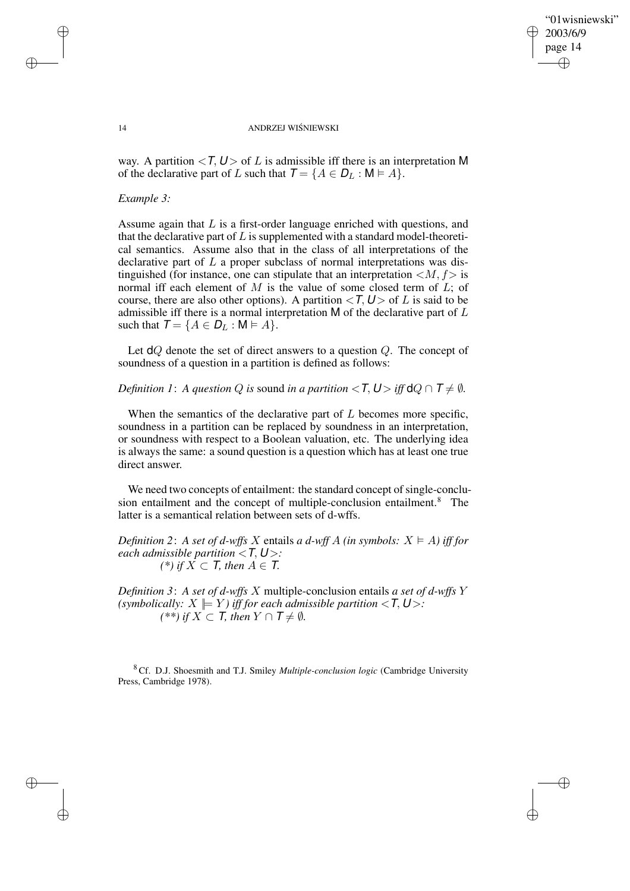way. A partition $<\mathsf{T}, \mathsf{U}>$ of $L$ is admissible iff there is an interpretation $\mathsf{M}$ of the declarative part of $L$ such that $\mathsf{T} = \{A \in \mathsf{D}_L : \mathsf{M} \models A\}$.

*Example 3:*

Assume again that $L$ is a first-order language enriched with questions, and that the declarative part of $L$ is supplemented with a standard model-theoretical semantics. Assume also that in the class of all interpretations of the declarative part of $L$ a proper subclass of normal interpretations was distinguished (for instance, one can stipulate that an interpretation $<M, f>$ is normal iff each element of $M$ is the value of some closed term of $L$; of course, there are also other options). A partition $<\mathsf{T}, \mathsf{U}>$ of $L$ is said to be admissible iff there is a normal interpretation $\mathsf{M}$ of the declarative part of $L$ such that $\mathsf{T} = \{A \in \mathsf{D}_L : \mathsf{M} \models A\}$.

Let $\mathsf{d}Q$ denote the set of direct answers to a question $Q$. The concept of soundness of a question in a partition is defined as follows:

*Definition 1*: *A question $Q$ is* sound *in a partition $<\mathsf{T}, \mathsf{U}>$ iff $\mathsf{d}Q \cap \mathsf{T} \neq \emptyset$.*

When the semantics of the declarative part of $L$ becomes more specific, soundness in a partition can be replaced by soundness in an interpretation, or soundness with respect to a Boolean valuation, etc. The underlying idea is always the same: a sound question is a question which has at least one true direct answer.

We need two concepts of entailment: the standard concept of single-conclusion entailment and the concept of multiple-conclusion entailment.[8] The latter is a semantical relation between sets of d-wffs.

*Definition 2*: *A set of d-wffs $X$* entails *a d-wff $A$ (in symbols: $X \models A$) iff for each admissible partition $<\mathsf{T}, \mathsf{U}>$:*
*(\*) if $X \subset \mathsf{T}$, then $A \in \mathsf{T}$.*

*Definition 3*: *A set of d-wffs $X$* multiple-conclusion entails *a set of d-wffs $Y$ (symbolically: $X \models\!\models Y$) iff for each admissible partition $<\mathsf{T}, \mathsf{U}>$:*
*(\*\*) if $X \subset \mathsf{T}$, then $Y \cap \mathsf{T} \neq \emptyset$.*

[8] Cf. D.J. Shoesmith and T.J. Smiley *Multiple-conclusion logic* (Cambridge University Press, Cambridge 1978).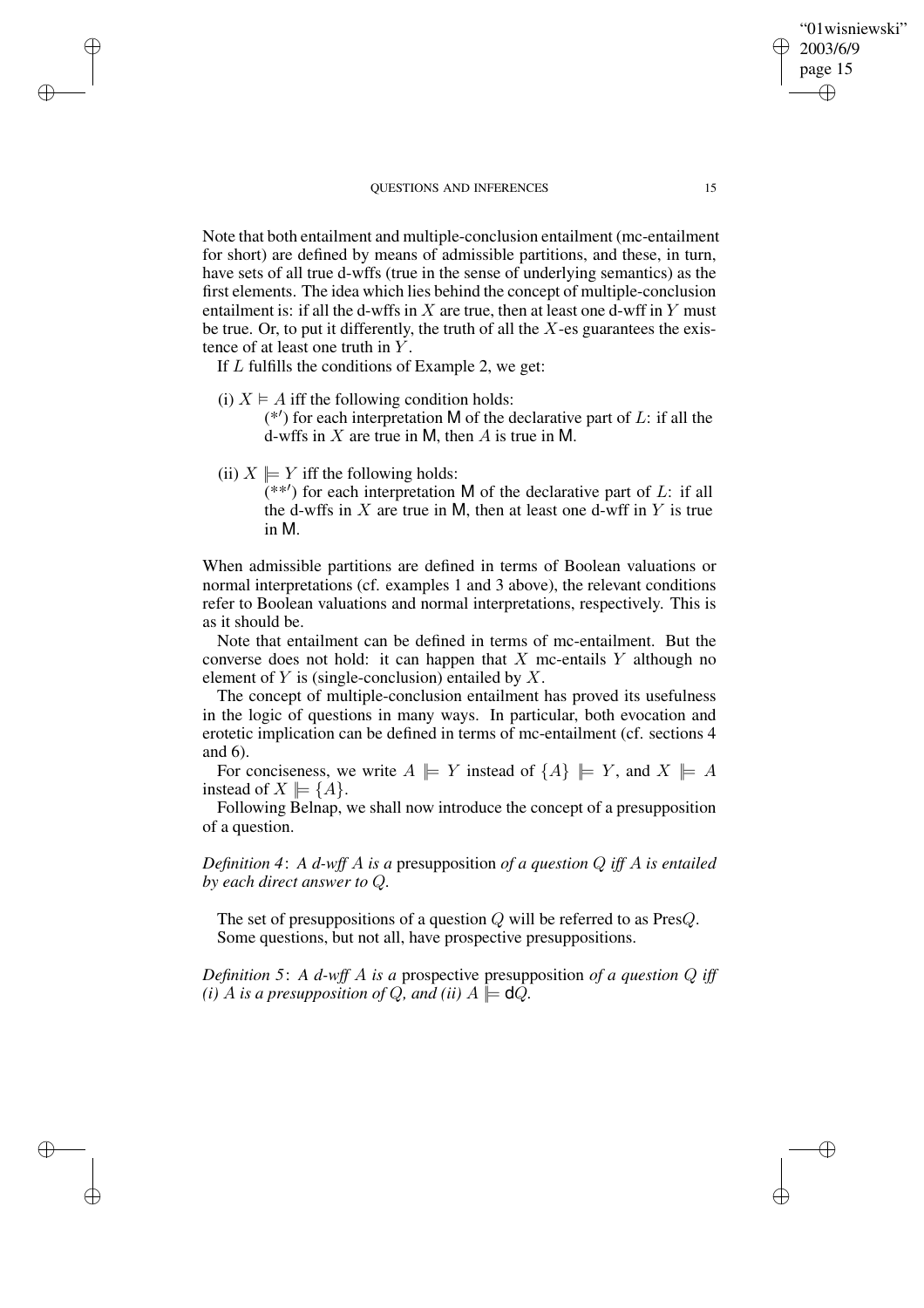Note that both entailment and multiple-conclusion entailment (mc-entailment for short) are defined by means of admissible partitions, and these, in turn, have sets of all true d-wffs (true in the sense of underlying semantics) as the first elements. The idea which lies behind the concept of multiple-conclusion entailment is: if all the d-wffs in $X$ are true, then at least one d-wff in $Y$ must be true. Or, to put it differently, the truth of all the $X$-es guarantees the existence of at least one truth in $Y$.

If $L$ fulfills the conditions of Example 2, we get:

(i) $X \vDash A$ iff the following condition holds:

(*′) for each interpretation $\mathsf{M}$ of the declarative part of $L$: if all the d-wffs in $X$ are true in $\mathsf{M}$, then $A$ is true in $\mathsf{M}$.

(ii) $X \Vdash Y$ iff the following holds:

(**′) for each interpretation $\mathsf{M}$ of the declarative part of $L$: if all the d-wffs in $X$ are true in $\mathsf{M}$, then at least one d-wff in $Y$ is true in $\mathsf{M}$.

When admissible partitions are defined in terms of Boolean valuations or normal interpretations (cf. examples 1 and 3 above), the relevant conditions refer to Boolean valuations and normal interpretations, respectively. This is as it should be.

Note that entailment can be defined in terms of mc-entailment. But the converse does not hold: it can happen that $X$ mc-entails $Y$ although no element of $Y$ is (single-conclusion) entailed by $X$.

The concept of multiple-conclusion entailment has proved its usefulness in the logic of questions in many ways. In particular, both evocation and erotetic implication can be defined in terms of mc-entailment (cf. sections 4 and 6).

For conciseness, we write $A \Vdash Y$ instead of $\{A\} \Vdash Y$, and $X \Vdash A$ instead of $X \Vdash \{A\}$.

Following Belnap, we shall now introduce the concept of a presupposition of a question.

*Definition 4*: *A d-wff $A$ is a* presupposition *of a question $Q$ iff $A$ is entailed by each direct answer to $Q$.*

The set of presuppositions of a question $Q$ will be referred to as Pres$Q$.

Some questions, but not all, have prospective presuppositions.

*Definition 5*: *A d-wff $A$ is a* prospective presupposition *of a question $Q$ iff (i) $A$ is a presupposition of $Q$, and (ii) $A \Vdash \mathsf{d}Q$.*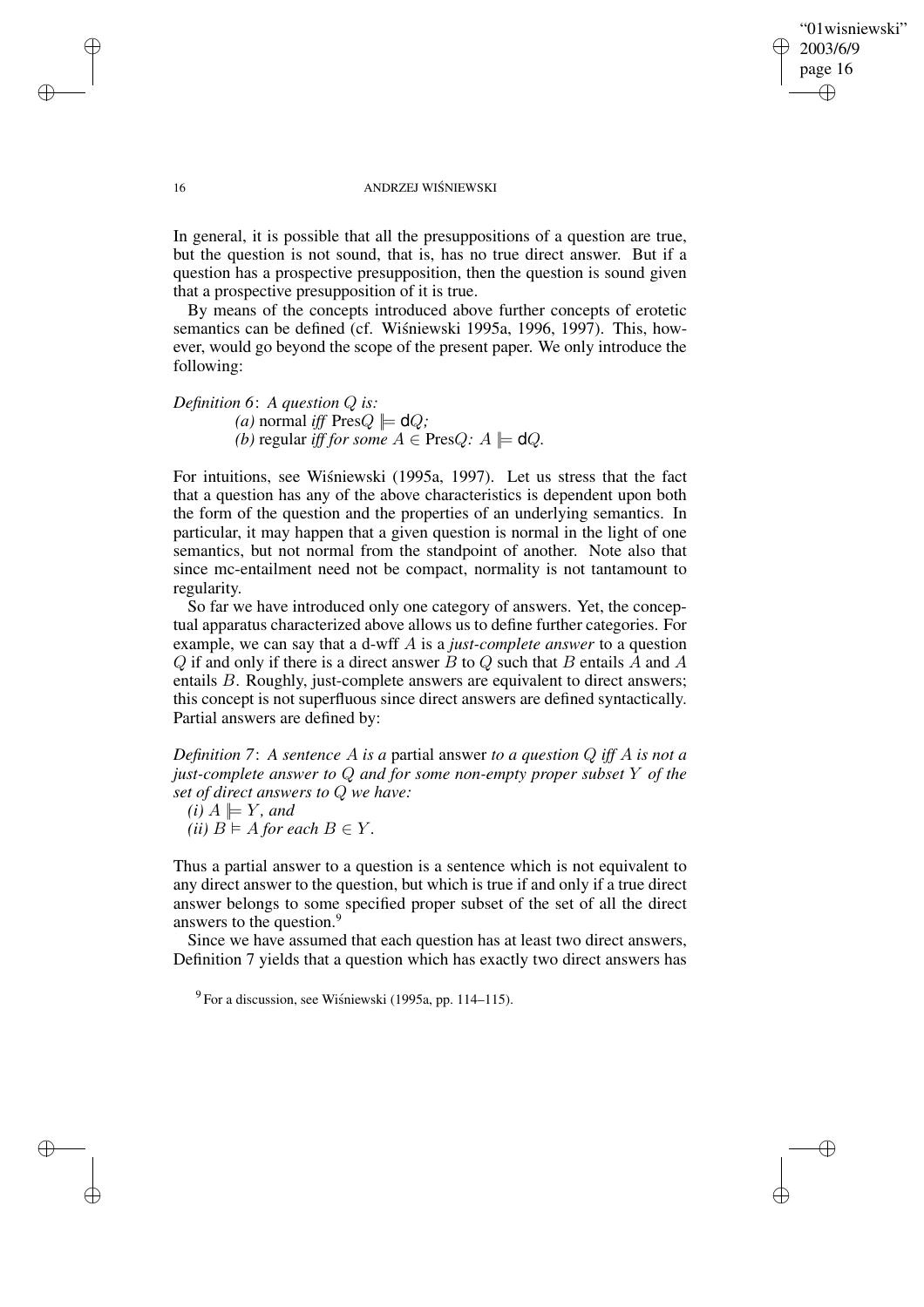In general, it is possible that all the presuppositions of a question are true, but the question is not sound, that is, has no true direct answer. But if a question has a prospective presupposition, then the question is sound given that a prospective presupposition of it is true.

By means of the concepts introduced above further concepts of erotetic semantics can be defined (cf. Wiśniewski 1995a, 1996, 1997). This, however, would go beyond the scope of the present paper. We only introduce the following:

*Definition 6*: *A question $Q$ is:*

*(a)* normal *iff* $\text{Pres}Q \Vdash \mathsf{d}Q$*;*

*(b)* regular *iff for some* $A \in \text{Pres}Q$*:* $A \Vdash \mathsf{d}Q$.

For intuitions, see Wiśniewski (1995a, 1997). Let us stress that the fact that a question has any of the above characteristics is dependent upon both the form of the question and the properties of an underlying semantics. In particular, it may happen that a given question is normal in the light of one semantics, but not normal from the standpoint of another. Note also that since mc-entailment need not be compact, normality is not tantamount to regularity.

So far we have introduced only one category of answers. Yet, the conceptual apparatus characterized above allows us to define further categories. For example, we can say that a d-wff $A$ is a *just-complete answer* to a question $Q$ if and only if there is a direct answer $B$ to $Q$ such that $B$ entails $A$ and $A$ entails $B$. Roughly, just-complete answers are equivalent to direct answers; this concept is not superfluous since direct answers are defined syntactically. Partial answers are defined by:

*Definition 7*: *A sentence $A$ is a* partial answer *to a question $Q$ iff $A$ is not a just-complete answer to $Q$ and for some non-empty proper subset $Y$ of the set of direct answers to $Q$ we have:*

*(i)* $A \Vdash Y$*, and*

*(ii)* $B \vDash A$ *for each* $B \in Y$.

Thus a partial answer to a question is a sentence which is not equivalent to any direct answer to the question, but which is true if and only if a true direct answer belongs to some specified proper subset of the set of all the direct answers to the question.[9]

Since we have assumed that each question has at least two direct answers, Definition 7 yields that a question which has exactly two direct answers has

[9] For a discussion, see Wiśniewski (1995a, pp. 114–115).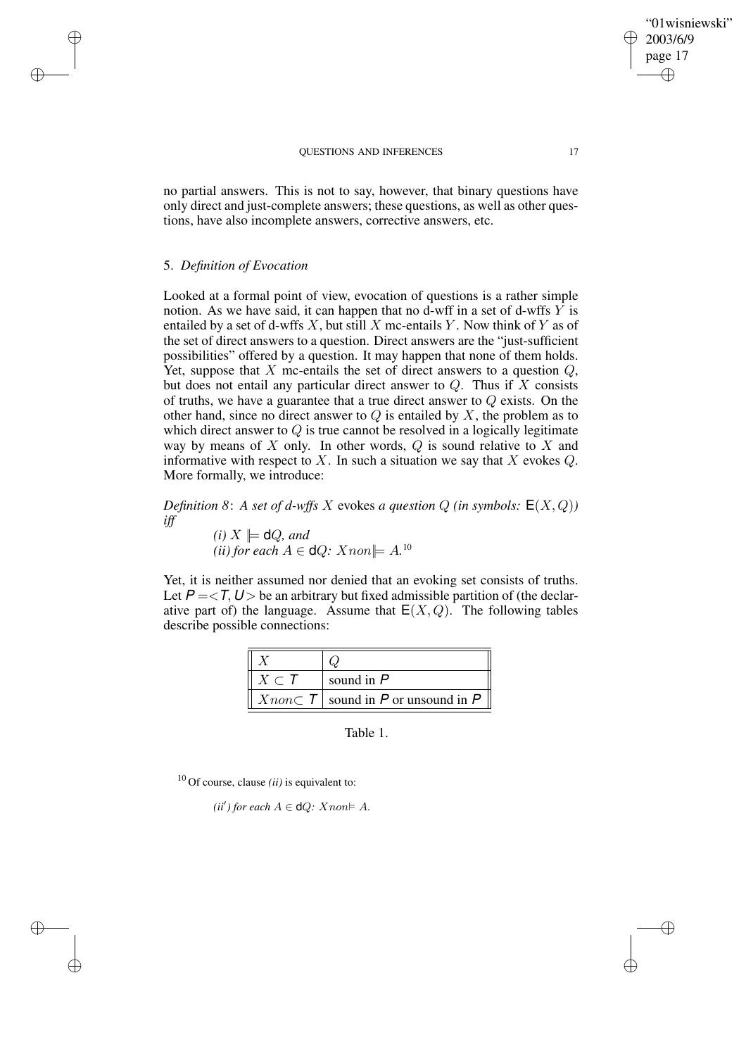no partial answers. This is not to say, however, that binary questions have only direct and just-complete answers; these questions, as well as other questions, have also incomplete answers, corrective answers, etc.

### 5. *Definition of Evocation*

Looked at a formal point of view, evocation of questions is a rather simple notion. As we have said, it can happen that no d-wff in a set of d-wffs $Y$ is entailed by a set of d-wffs $X$, but still $X$ mc-entails $Y$. Now think of $Y$ as of the set of direct answers to a question. Direct answers are the "just-sufficient possibilities" offered by a question. It may happen that none of them holds. Yet, suppose that $X$ mc-entails the set of direct answers to a question $Q$, but does not entail any particular direct answer to $Q$. Thus if $X$ consists of truths, we have a guarantee that a true direct answer to $Q$ exists. On the other hand, since no direct answer to $Q$ is entailed by $X$, the problem as to which direct answer to $Q$ is true cannot be resolved in a logically legitimate way by means of $X$ only. In other words, $Q$ is sound relative to $X$ and informative with respect to $X$. In such a situation we say that $X$ evokes $Q$. More formally, we introduce:

*Definition 8*: *A set of d-wffs $X$* evokes *a question $Q$ (in symbols: $\mathsf{E}(X, Q)$) iff*

*(i) $X \mathrel{|}\!\!\models \mathsf{d}Q$, and*
*(ii) for each $A \in \mathsf{d}Q$: $X non \mathrel{|}\!\!\models A$.*[10]

Yet, it is neither assumed nor denied that an evoking set consists of truths. Let $\mathsf{P} = <\mathsf{T}, \mathsf{U}>$ be an arbitrary but fixed admissible partition of (the declarative part of) the language. Assume that $\mathsf{E}(X, Q)$. The following tables describe possible connections:

| $X$ | $Q$ |
|---|---|
| $X \subset \mathsf{T}$ | sound in $\mathsf{P}$ |
| $X non\subset \mathsf{T}$ | sound in $\mathsf{P}$ or unsound in $\mathsf{P}$ |

Table 1.

[10] Of course, clause *(ii)* is equivalent to:

*(ii′) for each $A \in \mathsf{d}Q$: $X non\models A$.*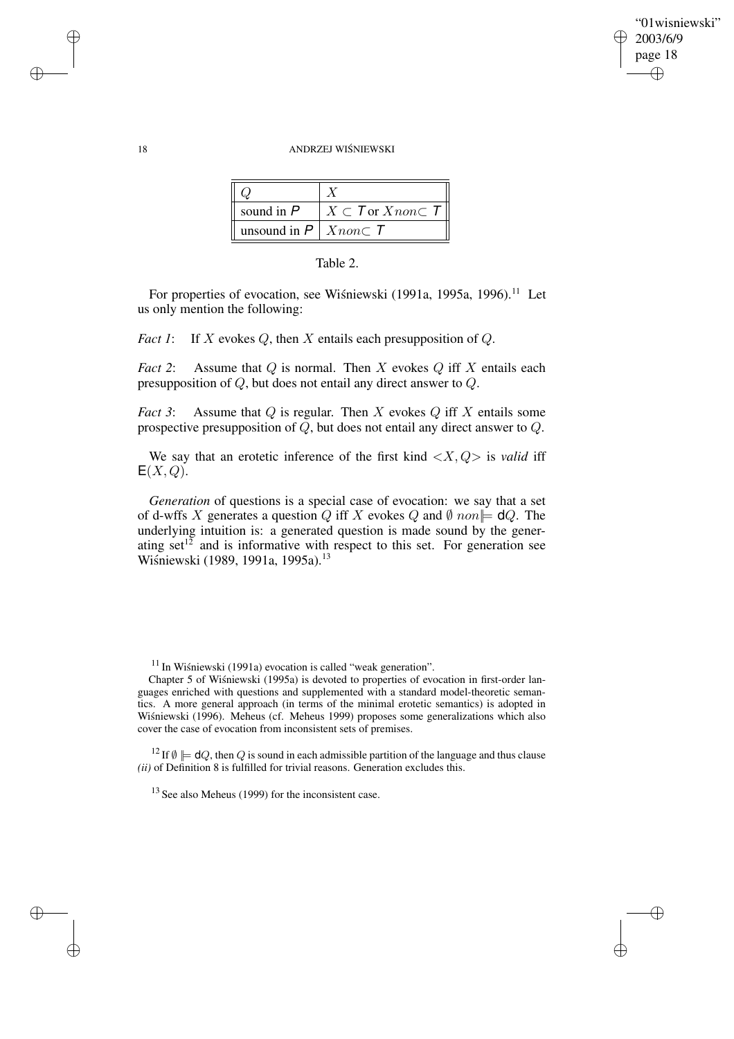| $Q$ | $X$ |
|---|---|
| sound in $\mathsf{P}$ | $X \subset \mathsf{T}$ or $X non\subset \mathsf{T}$ |
| unsound in $\mathsf{P}$ | $X non\subset \mathsf{T}$ |

Table 2.

For properties of evocation, see Wiśniewski (1991a, 1995a, 1996).[11] Let us only mention the following:

*Fact 1*: If $X$ evokes $Q$, then $X$ entails each presupposition of $Q$.

*Fact 2*: Assume that $Q$ is normal. Then $X$ evokes $Q$ iff $X$ entails each presupposition of $Q$, but does not entail any direct answer to $Q$.

*Fact 3*: Assume that $Q$ is regular. Then $X$ evokes $Q$ iff $X$ entails some prospective presupposition of $Q$, but does not entail any direct answer to $Q$.

We say that an erotetic inference of the first kind $<X, Q>$ is *valid* iff $\mathsf{E}(X, Q)$.

*Generation* of questions is a special case of evocation: we say that a set of d-wffs $X$ generates a question $Q$ iff $X$ evokes $Q$ and $\emptyset\ non\|\!\!= \mathsf{d}Q$. The underlying intuition is: a generated question is made sound by the generating set[12] and is informative with respect to this set. For generation see Wiśniewski (1989, 1991a, 1995a).[13]

---

[11] In Wiśniewski (1991a) evocation is called "weak generation".

Chapter 5 of Wiśniewski (1995a) is devoted to properties of evocation in first-order languages enriched with questions and supplemented with a standard model-theoretic semantics. A more general approach (in terms of the minimal erotetic semantics) is adopted in Wiśniewski (1996). Meheus (cf. Meheus 1999) proposes some generalizations which also cover the case of evocation from inconsistent sets of premises.

[12] If $\emptyset \|\!\!= \mathsf{d}Q$, then $Q$ is sound in each admissible partition of the language and thus clause *(ii)* of Definition 8 is fulfilled for trivial reasons. Generation excludes this.

[13] See also Meheus (1999) for the inconsistent case.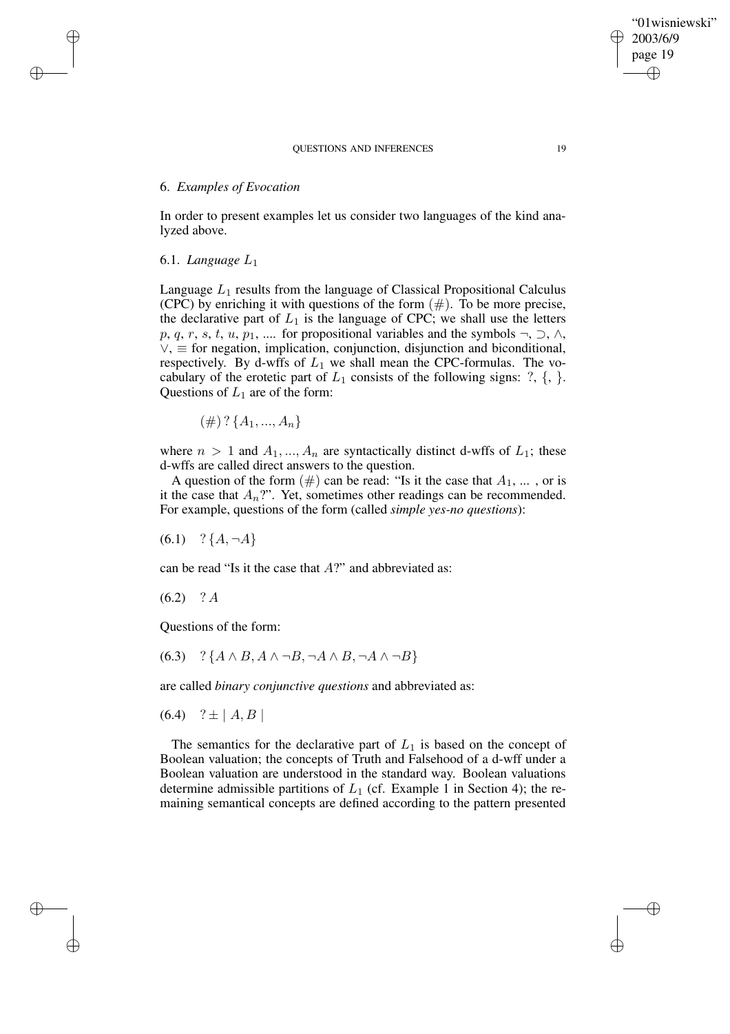## 6. *Examples of Evocation*

In order to present examples let us consider two languages of the kind analyzed above.

### 6.1. *Language* $L_1$

Language $L_1$ results from the language of Classical Propositional Calculus (CPC) by enriching it with questions of the form $(\#)$. To be more precise, the declarative part of $L_1$ is the language of CPC; we shall use the letters $p$, $q$, $r$, $s$, $t$, $u$, $p_1$, .... for propositional variables and the symbols $\neg$, $\supset$, $\wedge$, $\vee$, $\equiv$ for negation, implication, conjunction, disjunction and biconditional, respectively. By d-wffs of $L_1$ we shall mean the CPC-formulas. The vocabulary of the erotetic part of $L_1$ consists of the following signs: ?, {, }. Questions of $L_1$ are of the form:

$$(\#)\; ?\,\{A_1, ..., A_n\}$$

where $n > 1$ and $A_1, ..., A_n$ are syntactically distinct d-wffs of $L_1$; these d-wffs are called direct answers to the question.

A question of the form $(\#)$ can be read: "Is it the case that $A_1$, ... , or is it the case that $A_n$?". Yet, sometimes other readings can be recommended. For example, questions of the form (called *simple yes-no questions*):

(6.1) $\quad ?\,\{A, \neg A\}$

can be read "Is it the case that $A$?" and abbreviated as:

(6.2) $\quad ?\,A$

Questions of the form:

(6.3) $\quad ?\,\{A \wedge B, A \wedge \neg B, \neg A \wedge B, \neg A \wedge \neg B\}$

are called *binary conjunctive questions* and abbreviated as:

(6.4) $\quad ?\pm \mid A, B \mid$

The semantics for the declarative part of $L_1$ is based on the concept of Boolean valuation; the concepts of Truth and Falsehood of a d-wff under a Boolean valuation are understood in the standard way. Boolean valuations determine admissible partitions of $L_1$ (cf. Example 1 in Section 4); the remaining semantical concepts are defined according to the pattern presented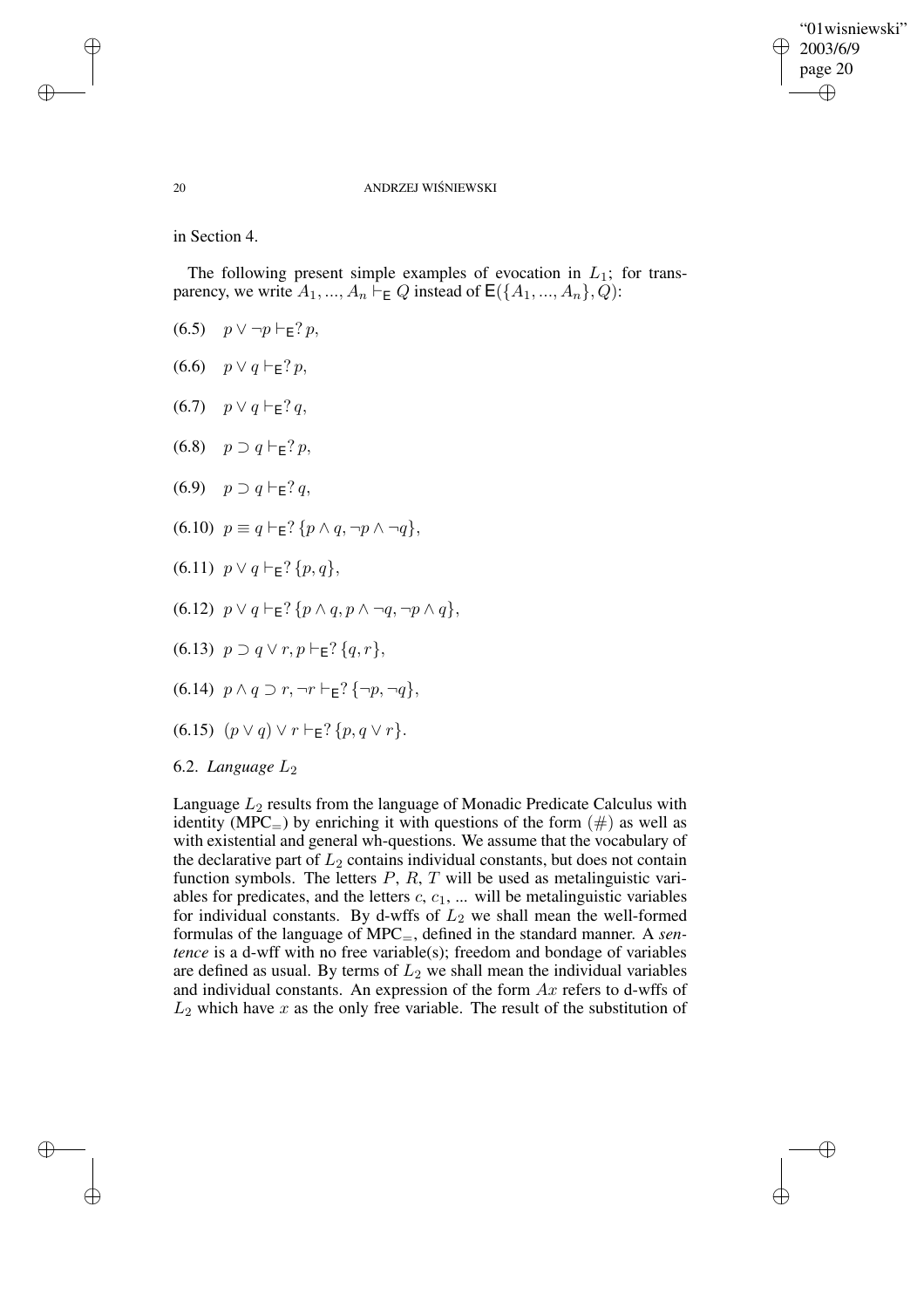in Section 4.

The following present simple examples of evocation in $L_1$; for transparency, we write $A_1, ..., A_n \vdash_{\mathsf{E}} Q$ instead of $\mathsf{E}(\{A_1, ..., A_n\}, Q)$:

(6.5) $p \vee \neg p \vdash_{\mathsf{E}} ?\, p,$

(6.6) $p \vee q \vdash_{\mathsf{E}} ?\, p,$

(6.7) $p \vee q \vdash_{\mathsf{E}} ?\, q,$

(6.8) $p \supset q \vdash_{\mathsf{E}} ?\, p,$

(6.9) $p \supset q \vdash_{\mathsf{E}} ?\, q,$

(6.10) $p \equiv q \vdash_{\mathsf{E}} ?\, \{p \wedge q, \neg p \wedge \neg q\},$

(6.11) $p \vee q \vdash_{\mathsf{E}} ?\, \{p, q\},$

(6.12) $p \vee q \vdash_{\mathsf{E}} ?\, \{p \wedge q, p \wedge \neg q, \neg p \wedge q\},$

(6.13) $p \supset q \vee r, p \vdash_{\mathsf{E}} ?\, \{q, r\},$

(6.14) $p \wedge q \supset r, \neg r \vdash_{\mathsf{E}} ?\, \{\neg p, \neg q\},$

(6.15) $(p \vee q) \vee r \vdash_{\mathsf{E}} ?\, \{p, q \vee r\}.$

6.2. *Language* $L_2$

Language $L_2$ results from the language of Monadic Predicate Calculus with identity ($\text{MPC}_=$) by enriching it with questions of the form $(\#)$ as well as with existential and general wh-questions. We assume that the vocabulary of the declarative part of $L_2$ contains individual constants, but does not contain function symbols. The letters $P$, $R$, $T$ will be used as metalinguistic variables for predicates, and the letters $c$, $c_1$, ... will be metalinguistic variables for individual constants. By d-wffs of $L_2$ we shall mean the well-formed formulas of the language of $\text{MPC}_=$, defined in the standard manner. A *sentence* is a d-wff with no free variable(s); freedom and bondage of variables are defined as usual. By terms of $L_2$ we shall mean the individual variables and individual constants. An expression of the form $Ax$ refers to d-wffs of $L_2$ which have $x$ as the only free variable. The result of the substitution of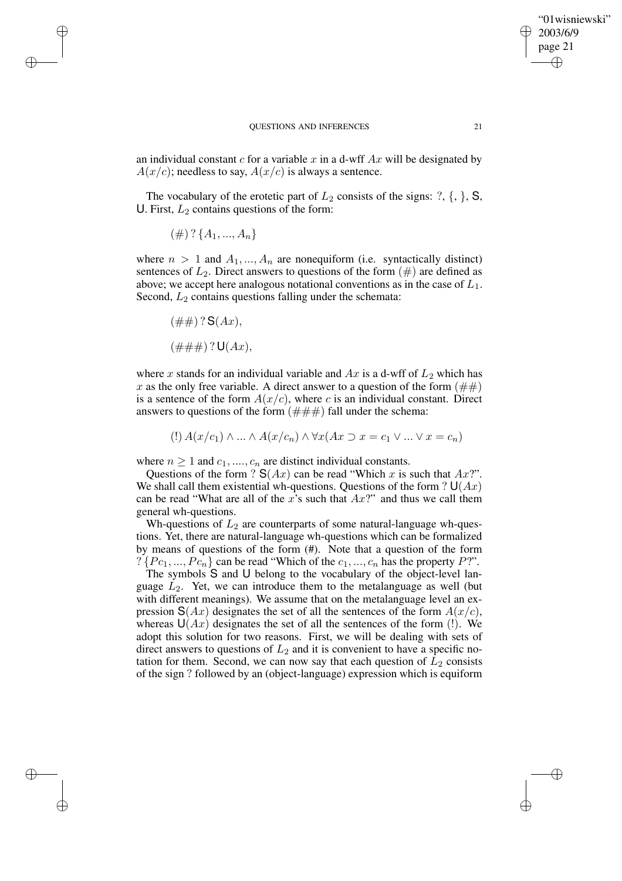an individual constant $c$ for a variable $x$ in a d-wff $Ax$ will be designated by $A(x/c)$; needless to say, $A(x/c)$ is always a sentence.

The vocabulary of the erotetic part of $L_2$ consists of the signs: ?, {, }, $\mathsf{S}$, $\mathsf{U}$. First, $L_2$ contains questions of the form:

$$(\#)\ ?\,\{A_1, ..., A_n\}$$

where $n > 1$ and $A_1, ..., A_n$ are nonequiform (i.e. syntactically distinct) sentences of $L_2$. Direct answers to questions of the form (#) are defined as above; we accept here analogous notational conventions as in the case of $L_1$. Second, $L_2$ contains questions falling under the schemata:

$$(\#\#)\ ?\,\mathsf{S}(Ax),$$

$$(\#\#\#)\ ?\,\mathsf{U}(Ax),$$

where $x$ stands for an individual variable and $Ax$ is a d-wff of $L_2$ which has $x$ as the only free variable. A direct answer to a question of the form (##) is a sentence of the form $A(x/c)$, where $c$ is an individual constant. Direct answers to questions of the form (###) fall under the schema:

$$(!)\ A(x/c_1) \wedge ... \wedge A(x/c_n) \wedge \forall x(Ax \supset x = c_1 \vee ... \vee x = c_n)$$

where $n \geq 1$ and $c_1, ...., c_n$ are distinct individual constants.

Questions of the form $?\,\mathsf{S}(Ax)$ can be read "Which $x$ is such that $Ax$?". We shall call them existential wh-questions. Questions of the form $?\,\mathsf{U}(Ax)$ can be read "What are all of the $x$'s such that $Ax$?" and thus we call them general wh-questions.

Wh-questions of $L_2$ are counterparts of some natural-language wh-questions. Yet, there are natural-language wh-questions which can be formalized by means of questions of the form (#). Note that a question of the form $?\,\{Pc_1, ..., Pc_n\}$ can be read "Which of the $c_1, ..., c_n$ has the property $P$?".

The symbols $\mathsf{S}$ and $\mathsf{U}$ belong to the vocabulary of the object-level language $L_2$. Yet, we can introduce them to the metalanguage as well (but with different meanings). We assume that on the metalanguage level an expression $\mathsf{S}(Ax)$ designates the set of all the sentences of the form $A(x/c)$, whereas $\mathsf{U}(Ax)$ designates the set of all the sentences of the form (!). We adopt this solution for two reasons. First, we will be dealing with sets of direct answers to questions of $L_2$ and it is convenient to have a specific notation for them. Second, we can now say that each question of $L_2$ consists of the sign ? followed by an (object-language) expression which is equiform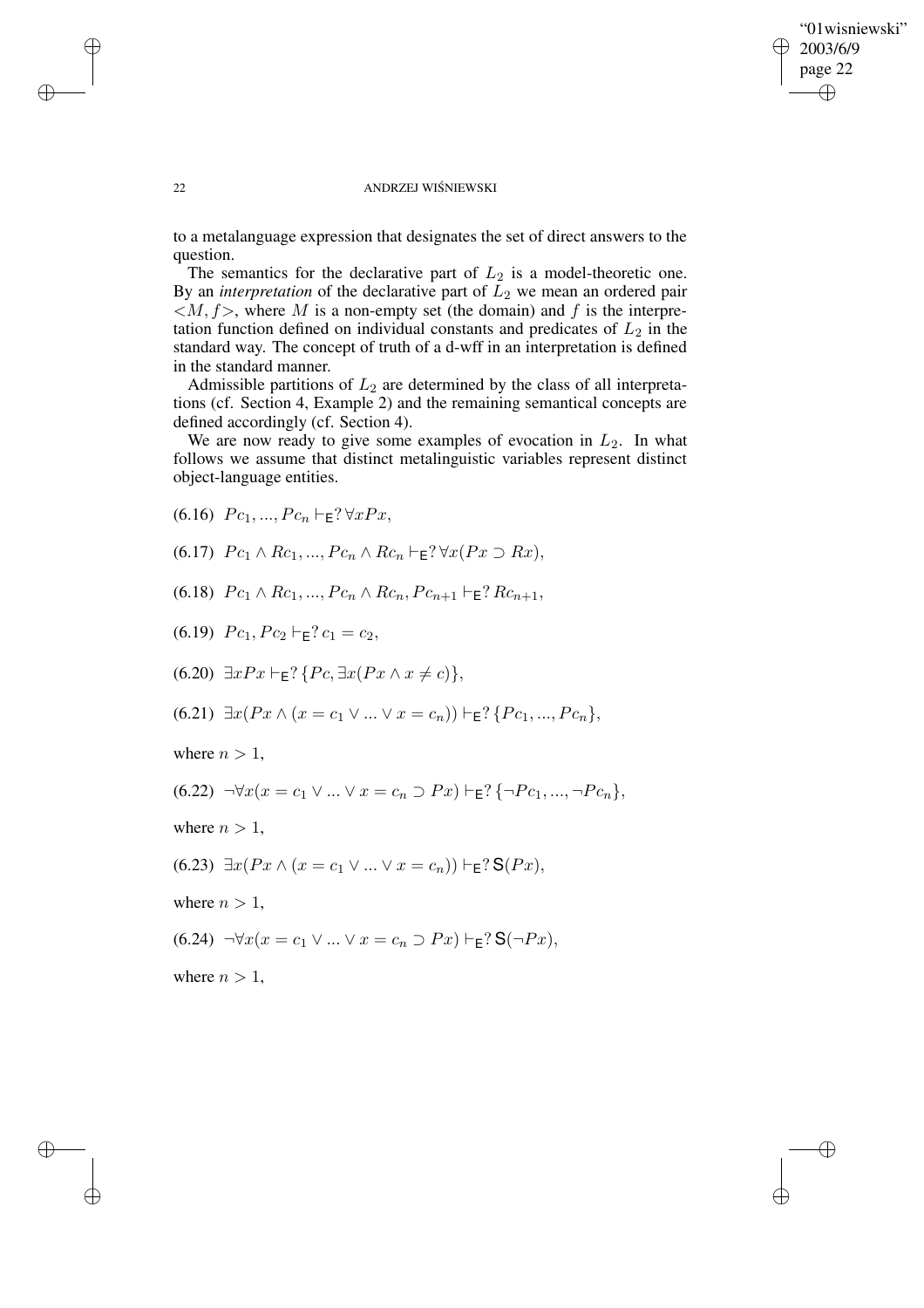to a metalanguage expression that designates the set of direct answers to the question.

The semantics for the declarative part of $L_2$ is a model-theoretic one. By an *interpretation* of the declarative part of $L_2$ we mean an ordered pair $<M, f>$, where $M$ is a non-empty set (the domain) and $f$ is the interpretation function defined on individual constants and predicates of $L_2$ in the standard way. The concept of truth of a d-wff in an interpretation is defined in the standard manner.

Admissible partitions of $L_2$ are determined by the class of all interpretations (cf. Section 4, Example 2) and the remaining semantical concepts are defined accordingly (cf. Section 4).

We are now ready to give some examples of evocation in $L_2$. In what follows we assume that distinct metalinguistic variables represent distinct object-language entities.

(6.16) $Pc_1, ..., Pc_n \vdash_{\mathsf{E}} ?\, \forall x Px$,

(6.17) $Pc_1 \wedge Rc_1, ..., Pc_n \wedge Rc_n \vdash_{\mathsf{E}} ?\, \forall x(Px \supset Rx)$,

(6.18) $Pc_1 \wedge Rc_1, ..., Pc_n \wedge Rc_n, Pc_{n+1} \vdash_{\mathsf{E}} ?\, Rc_{n+1}$,

(6.19) $Pc_1, Pc_2 \vdash_{\mathsf{E}} ?\, c_1 = c_2$,

(6.20) $\exists x Px \vdash_{\mathsf{E}} ?\, \{Pc, \exists x(Px \wedge x \neq c)\}$,

(6.21) $\exists x(Px \wedge (x = c_1 \vee ... \vee x = c_n)) \vdash_{\mathsf{E}} ?\, \{Pc_1, ..., Pc_n\}$,

where $n > 1$,

(6.22) $\neg \forall x(x = c_1 \vee ... \vee x = c_n \supset Px) \vdash_{\mathsf{E}} ?\, \{\neg Pc_1, ..., \neg Pc_n\}$,

where $n > 1$,

(6.23) $\exists x(Px \wedge (x = c_1 \vee ... \vee x = c_n)) \vdash_{\mathsf{E}} ?\, \mathsf{S}(Px)$,

where $n > 1$,

(6.24) $\neg \forall x(x = c_1 \vee ... \vee x = c_n \supset Px) \vdash_{\mathsf{E}} ?\, \mathsf{S}(\neg Px)$,

where $n > 1$,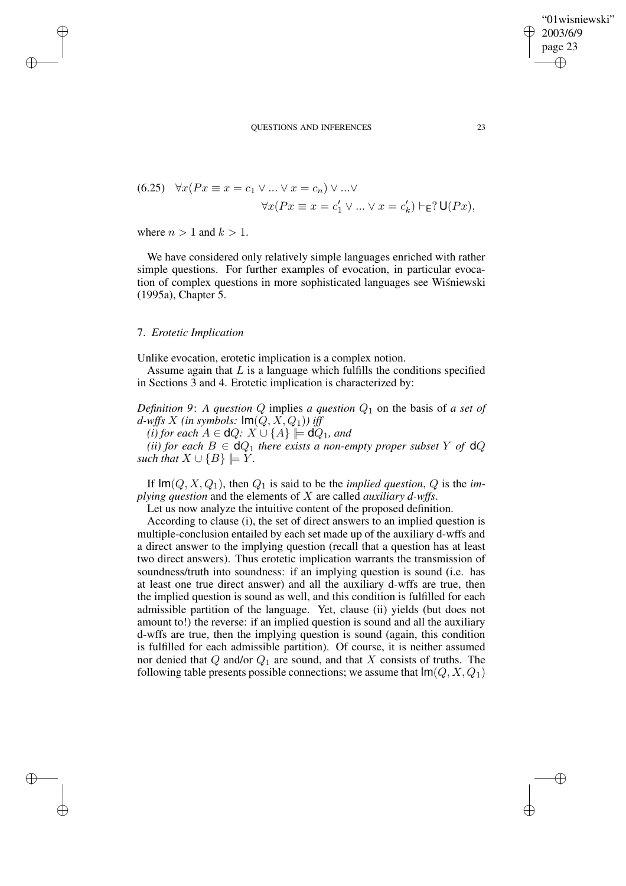$$(6.25)\quad \forall x(Px \equiv x = c_1 \vee ... \vee x = c_n) \vee ... \vee \forall x(Px \equiv x = c'_1 \vee ... \vee x = c'_k) \vdash_{\mathsf{E}} ?\,\mathsf{U}(Px),$$

where $n > 1$ and $k > 1$.

We have considered only relatively simple languages enriched with rather simple questions. For further examples of evocation, in particular evocation of complex questions in more sophisticated languages see Wiśniewski (1995a), Chapter 5.

## 7. *Erotetic Implication*

Unlike evocation, erotetic implication is a complex notion.

Assume again that $L$ is a language which fulfills the conditions specified in Sections 3 and 4. Erotetic implication is characterized by:

*Definition 9*: *A question* $Q$ implies *a question* $Q_1$ on the basis of *a set of d-wffs* $X$ *(in symbols:* $\mathsf{Im}(Q, X, Q_1)$*) iff*

*(i) for each* $A \in \mathsf{d}Q$*:* $X \cup \{A\} \models \mathsf{d}Q_1$*, and*

*(ii) for each* $B \in \mathsf{d}Q_1$ *there exists a non-empty proper subset* $Y$ *of* $\mathsf{d}Q$ *such that* $X \cup \{B\} \models Y$.

If $\mathsf{Im}(Q, X, Q_1)$, then $Q_1$ is said to be the *implied question*, $Q$ is the *implying question* and the elements of $X$ are called *auxiliary d-wffs*.

Let us now analyze the intuitive content of the proposed definition.

According to clause (i), the set of direct answers to an implied question is multiple-conclusion entailed by each set made up of the auxiliary d-wffs and a direct answer to the implying question (recall that a question has at least two direct answers). Thus erotetic implication warrants the transmission of soundness/truth into soundness: if an implying question is sound (i.e. has at least one true direct answer) and all the auxiliary d-wffs are true, then the implied question is sound as well, and this condition is fulfilled for each admissible partition of the language. Yet, clause (ii) yields (but does not amount to!) the reverse: if an implied question is sound and all the auxiliary d-wffs are true, then the implying question is sound (again, this condition is fulfilled for each admissible partition). Of course, it is neither assumed nor denied that $Q$ and/or $Q_1$ are sound, and that $X$ consists of truths. The following table presents possible connections; we assume that $\mathsf{Im}(Q, X, Q_1)$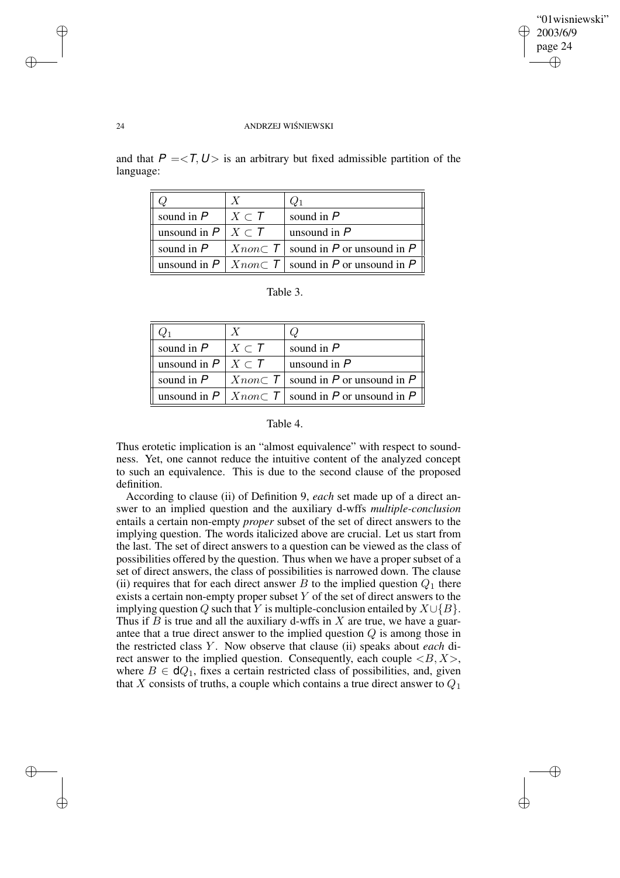and that $\mathsf{P} = <\mathsf{T}, \mathsf{U}>$ is an arbitrary but fixed admissible partition of the language:

| $Q$ | $X$ | $Q_1$ |
|---|---|---|
| sound in $\mathsf{P}$ | $X \subset \mathsf{T}$ | sound in $\mathsf{P}$ |
| unsound in $\mathsf{P}$ | $X \subset \mathsf{T}$ | unsound in $\mathsf{P}$ |
| sound in $\mathsf{P}$ | $X non\subset \mathsf{T}$ | sound in $\mathsf{P}$ or unsound in $\mathsf{P}$ |
| unsound in $\mathsf{P}$ | $X non\subset \mathsf{T}$ | sound in $\mathsf{P}$ or unsound in $\mathsf{P}$ |

Table 3.

| $Q_1$ | $X$ | $Q$ |
|---|---|---|
| sound in $\mathsf{P}$ | $X \subset \mathsf{T}$ | sound in $\mathsf{P}$ |
| unsound in $\mathsf{P}$ | $X \subset \mathsf{T}$ | unsound in $\mathsf{P}$ |
| sound in $\mathsf{P}$ | $X non\subset \mathsf{T}$ | sound in $\mathsf{P}$ or unsound in $\mathsf{P}$ |
| unsound in $\mathsf{P}$ | $X non\subset \mathsf{T}$ | sound in $\mathsf{P}$ or unsound in $\mathsf{P}$ |

Table 4.

Thus erotetic implication is an "almost equivalence" with respect to soundness. Yet, one cannot reduce the intuitive content of the analyzed concept to such an equivalence. This is due to the second clause of the proposed definition.

According to clause (ii) of Definition 9, *each* set made up of a direct answer to an implied question and the auxiliary d-wffs *multiple-conclusion* entails a certain non-empty *proper* subset of the set of direct answers to the implying question. The words italicized above are crucial. Let us start from the last. The set of direct answers to a question can be viewed as the class of possibilities offered by the question. Thus when we have a proper subset of a set of direct answers, the class of possibilities is narrowed down. The clause (ii) requires that for each direct answer $B$ to the implied question $Q_1$ there exists a certain non-empty proper subset $Y$ of the set of direct answers to the implying question $Q$ such that $Y$ is multiple-conclusion entailed by $X \cup \{B\}$. Thus if $B$ is true and all the auxiliary d-wffs in $X$ are true, we have a guarantee that a true direct answer to the implied question $Q$ is among those in the restricted class $Y$. Now observe that clause (ii) speaks about *each* direct answer to the implied question. Consequently, each couple $<B, X>$, where $B \in \mathbf{d}Q_1$, fixes a certain restricted class of possibilities, and, given that $X$ consists of truths, a couple which contains a true direct answer to $Q_1$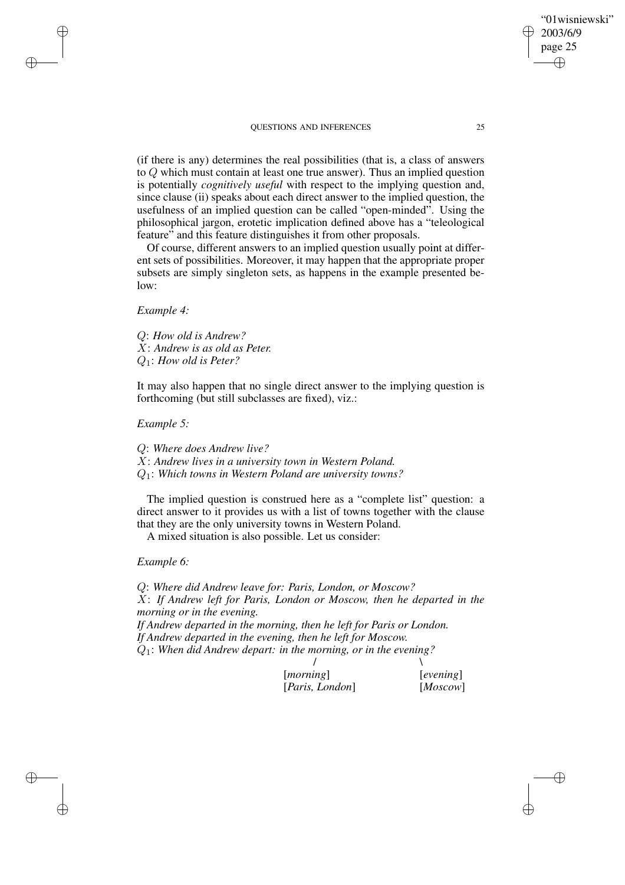(if there is any) determines the real possibilities (that is, a class of answers to $Q$ which must contain at least one true answer). Thus an implied question is potentially *cognitively useful* with respect to the implying question and, since clause (ii) speaks about each direct answer to the implied question, the usefulness of an implied question can be called "open-minded". Using the philosophical jargon, erotetic implication defined above has a "teleological feature" and this feature distinguishes it from other proposals.

Of course, different answers to an implied question usually point at different sets of possibilities. Moreover, it may happen that the appropriate proper subsets are simply singleton sets, as happens in the example presented below:

*Example 4:*

$Q$: *How old is Andrew?*
$X$: *Andrew is as old as Peter.*
$Q_1$: *How old is Peter?*

It may also happen that no single direct answer to the implying question is forthcoming (but still subclasses are fixed), viz.:

*Example 5:*

$Q$: *Where does Andrew live?*
$X$: *Andrew lives in a university town in Western Poland.*
$Q_1$: *Which towns in Western Poland are university towns?*

The implied question is construed here as a "complete list" question: a direct answer to it provides us with a list of towns together with the clause that they are the only university towns in Western Poland.

A mixed situation is also possible. Let us consider:

*Example 6:*

$Q$: *Where did Andrew leave for: Paris, London, or Moscow?*
$X$: *If Andrew left for Paris, London or Moscow, then he departed in the morning or in the evening.*
*If Andrew departed in the morning, then he left for Paris or London.*
*If Andrew departed in the evening, then he left for Moscow.*
$Q_1$: *When did Andrew depart: in the morning, or in the evening?*

```
              /                     \
        [morning]               [evening]
        [Paris, London]         [Moscow]
```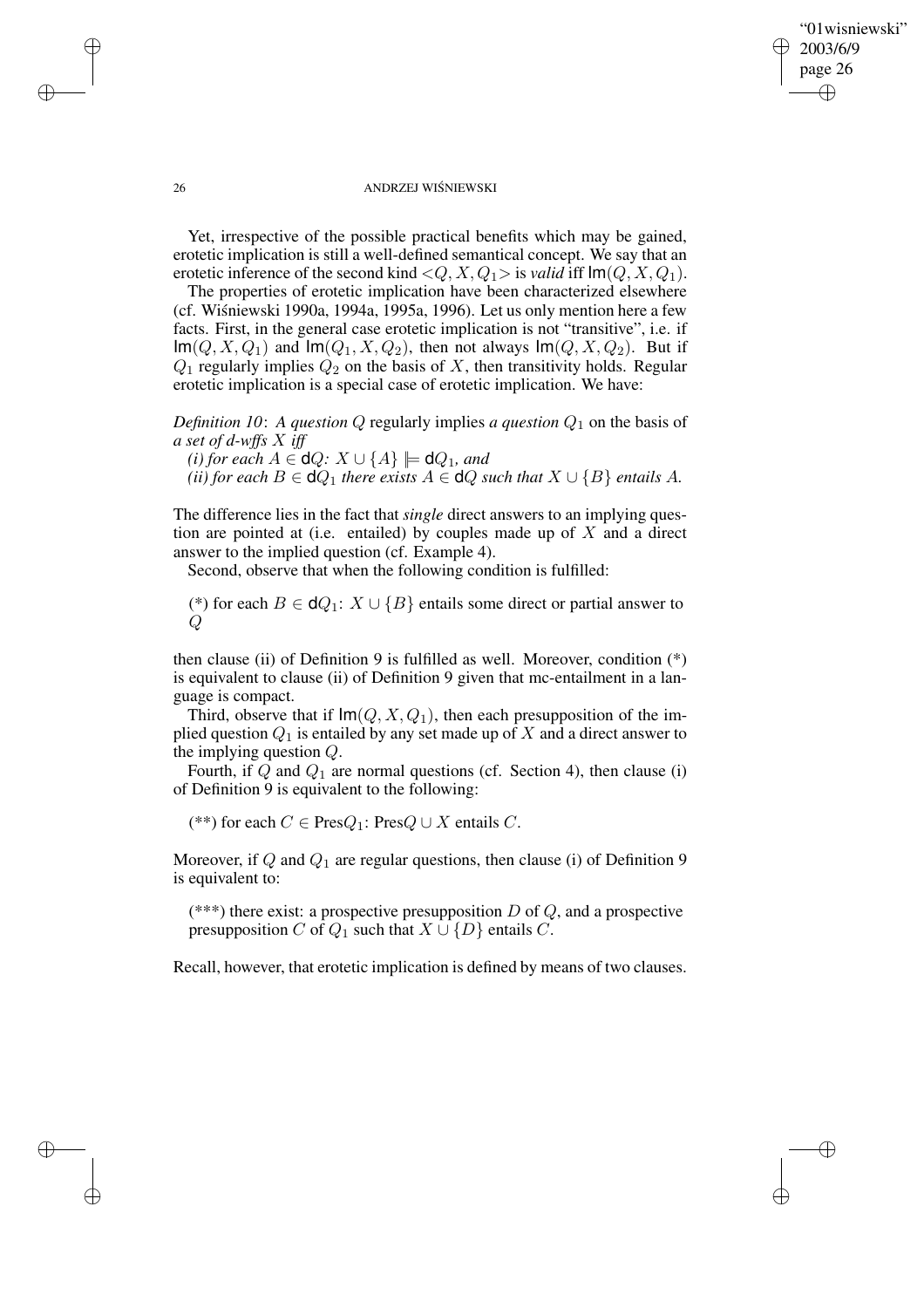Yet, irrespective of the possible practical benefits which may be gained, erotetic implication is still a well-defined semantical concept. We say that an erotetic inference of the second kind $<Q, X, Q_1>$ is *valid* iff $\mathsf{Im}(Q, X, Q_1)$.

The properties of erotetic implication have been characterized elsewhere (cf. Wiśniewski 1990a, 1994a, 1995a, 1996). Let us only mention here a few facts. First, in the general case erotetic implication is not "transitive", i.e. if $\mathsf{Im}(Q, X, Q_1)$ and $\mathsf{Im}(Q_1, X, Q_2)$, then not always $\mathsf{Im}(Q, X, Q_2)$. But if $Q_1$ regularly implies $Q_2$ on the basis of $X$, then transitivity holds. Regular erotetic implication is a special case of erotetic implication. We have:

*Definition 10*: *A question $Q$* regularly implies *a question $Q_1$ on the basis of a set of d-wffs $X$ iff*
*(i) for each $A \in \mathsf{d}Q$: $X \cup \{A\} \models \mathsf{d}Q_1$, and*
*(ii) for each $B \in \mathsf{d}Q_1$ there exists $A \in \mathsf{d}Q$ such that $X \cup \{B\}$ entails $A$.*

The difference lies in the fact that *single* direct answers to an implying question are pointed at (i.e. entailed) by couples made up of $X$ and a direct answer to the implied question (cf. Example 4).

Second, observe that when the following condition is fulfilled:

(*) for each $B \in \mathsf{d}Q_1$: $X \cup \{B\}$ entails some direct or partial answer to $Q$

then clause (ii) of Definition 9 is fulfilled as well. Moreover, condition (*) is equivalent to clause (ii) of Definition 9 given that mc-entailment in a language is compact.

Third, observe that if $\mathsf{Im}(Q, X, Q_1)$, then each presupposition of the implied question $Q_1$ is entailed by any set made up of $X$ and a direct answer to the implying question $Q$.

Fourth, if $Q$ and $Q_1$ are normal questions (cf. Section 4), then clause (i) of Definition 9 is equivalent to the following:

(**) for each $C \in \text{Pres}Q_1$: $\text{Pres}Q \cup X$ entails $C$.

Moreover, if $Q$ and $Q_1$ are regular questions, then clause (i) of Definition 9 is equivalent to:

(***) there exist: a prospective presupposition $D$ of $Q$, and a prospective presupposition $C$ of $Q_1$ such that $X \cup \{D\}$ entails $C$.

Recall, however, that erotetic implication is defined by means of two clauses.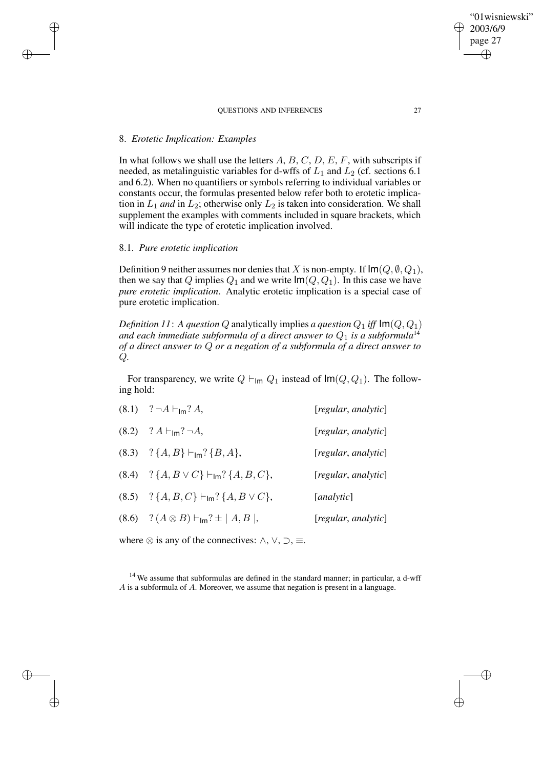## 8. *Erotetic Implication: Examples*

In what follows we shall use the letters $A$, $B$, $C$, $D$, $E$, $F$, with subscripts if needed, as metalinguistic variables for d-wffs of $L_1$ and $L_2$ (cf. sections 6.1 and 6.2). When no quantifiers or symbols referring to individual variables or constants occur, the formulas presented below refer both to erotetic implication in $L_1$ *and* in $L_2$; otherwise only $L_2$ is taken into consideration. We shall supplement the examples with comments included in square brackets, which will indicate the type of erotetic implication involved.

### 8.1. *Pure erotetic implication*

Definition 9 neither assumes nor denies that $X$ is non-empty. If $\mathsf{Im}(Q, \emptyset, Q_1)$, then we say that $Q$ implies $Q_1$ and we write $\mathsf{Im}(Q, Q_1)$. In this case we have *pure erotetic implication*. Analytic erotetic implication is a special case of pure erotetic implication.

*Definition 11*: *A question* $Q$ analytically implies *a question* $Q_1$ *iff* $\mathsf{Im}(Q, Q_1)$ *and each immediate subformula of a direct answer to* $Q_1$ *is a subformula*[14] *of a direct answer to* $Q$ *or a negation of a subformula of a direct answer to* $Q$.

For transparency, we write $Q \vdash_{\mathsf{Im}} Q_1$ instead of $\mathsf{Im}(Q, Q_1)$. The following hold:

(8.1) $\;?\neg A \vdash_{\mathsf{Im}} ?\, A,$ [*regular*, *analytic*]

(8.2) $\;?\, A \vdash_{\mathsf{Im}} ?\neg A,$ [*regular*, *analytic*]

(8.3) $\;?\{A, B\} \vdash_{\mathsf{Im}} ?\{B, A\},$ [*regular*, *analytic*]

(8.4) $\;?\{A, B \vee C\} \vdash_{\mathsf{Im}} ?\{A, B, C\},$ [*regular*, *analytic*]

(8.5) $\;?\{A, B, C\} \vdash_{\mathsf{Im}} ?\{A, B \vee C\},$ [*analytic*]

(8.6) $\;?\,(A \otimes B) \vdash_{\mathsf{Im}} ?\pm \mid A, B \mid,$ [*regular*, *analytic*]

where $\otimes$ is any of the connectives: $\wedge$, $\vee$, $\supset$, $\equiv$.

[14] We assume that subformulas are defined in the standard manner; in particular, a d-wff $A$ is a subformula of $A$. Moreover, we assume that negation is present in a language.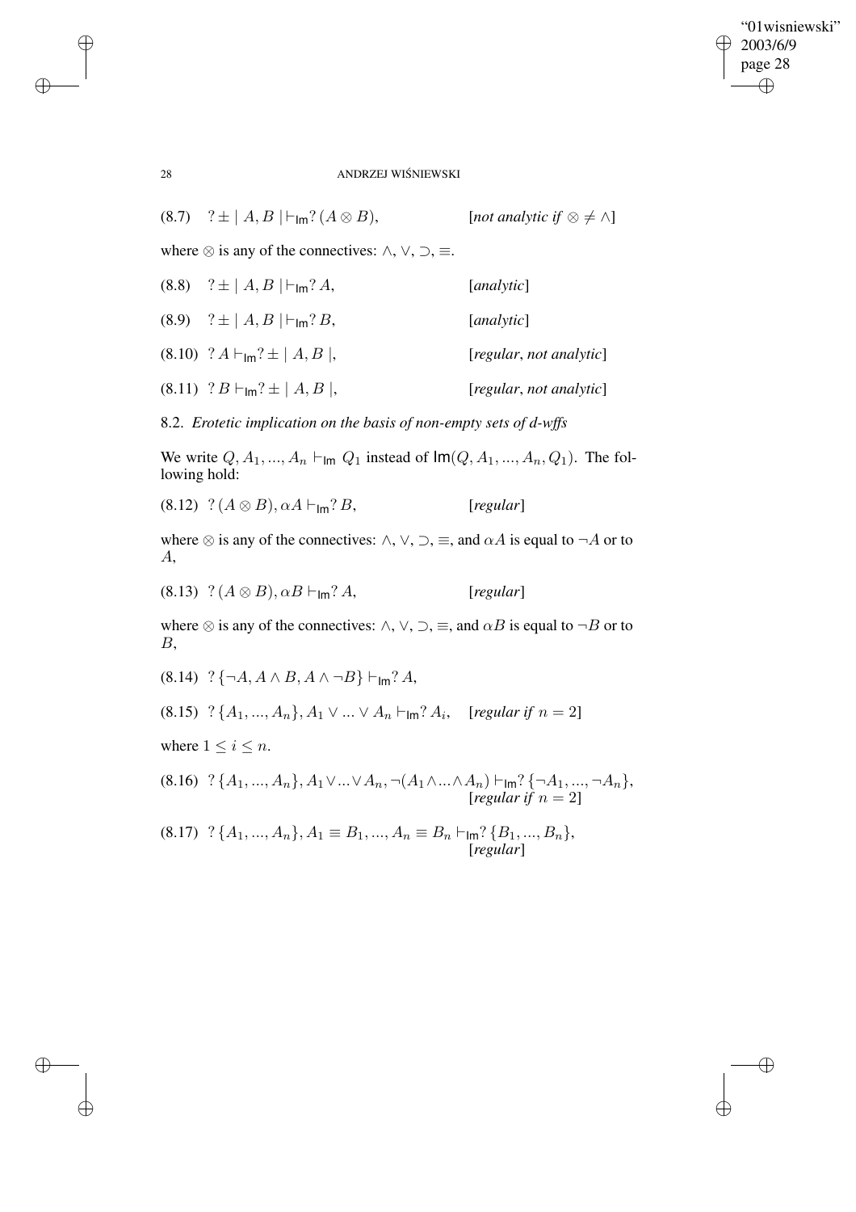(8.7) $\quad ?\pm \mid A, B \mid \vdash_{\mathsf{Im}} ?(A \otimes B)$, $\qquad$ [*not analytic if* $\otimes \neq \wedge$]

where $\otimes$ is any of the connectives: $\wedge, \vee, \supset, \equiv$.

(8.8) $\quad ?\pm \mid A, B \mid \vdash_{\mathsf{Im}} ?A$, $\qquad$ [*analytic*]

(8.9) $\quad ?\pm \mid A, B \mid \vdash_{\mathsf{Im}} ?B$, $\qquad$ [*analytic*]

(8.10) $\quad ?A \vdash_{\mathsf{Im}} ?\pm \mid A, B \mid$, $\qquad$ [*regular*, *not analytic*]

(8.11) $\quad ?B \vdash_{\mathsf{Im}} ?\pm \mid A, B \mid$, $\qquad$ [*regular*, *not analytic*]

8.2. *Erotetic implication on the basis of non-empty sets of d-wffs*

We write $Q, A_1, ..., A_n \vdash_{\mathsf{Im}} Q_1$ instead of $\mathsf{Im}(Q, A_1, ..., A_n, Q_1)$. The following hold:

(8.12) $\quad ?(A \otimes B), \alpha A \vdash_{\mathsf{Im}} ?B$, $\qquad$ [*regular*]

where $\otimes$ is any of the connectives: $\wedge, \vee, \supset, \equiv$, and $\alpha A$ is equal to $\neg A$ or to $A$,

(8.13) $\quad ?(A \otimes B), \alpha B \vdash_{\mathsf{Im}} ?A$, $\qquad$ [*regular*]

where $\otimes$ is any of the connectives: $\wedge, \vee, \supset, \equiv$, and $\alpha B$ is equal to $\neg B$ or to $B$,

(8.14) $\quad ?\{\neg A, A \wedge B, A \wedge \neg B\} \vdash_{\mathsf{Im}} ?A$,

(8.15) $\quad ?\{A_1, ..., A_n\}, A_1 \vee ... \vee A_n \vdash_{\mathsf{Im}} ?A_i$, $\quad$ [*regular if* $n = 2$]

where $1 \leq i \leq n$.

(8.16) $\quad ?\{A_1, ..., A_n\}, A_1 \vee ... \vee A_n, \neg(A_1 \wedge ... \wedge A_n) \vdash_{\mathsf{Im}} ?\{\neg A_1, ..., \neg A_n\}$, [*regular if* $n = 2$]

(8.17) $\quad ?\{A_1, ..., A_n\}, A_1 \equiv B_1, ..., A_n \equiv B_n \vdash_{\mathsf{Im}} ?\{B_1, ..., B_n\}$, [*regular*]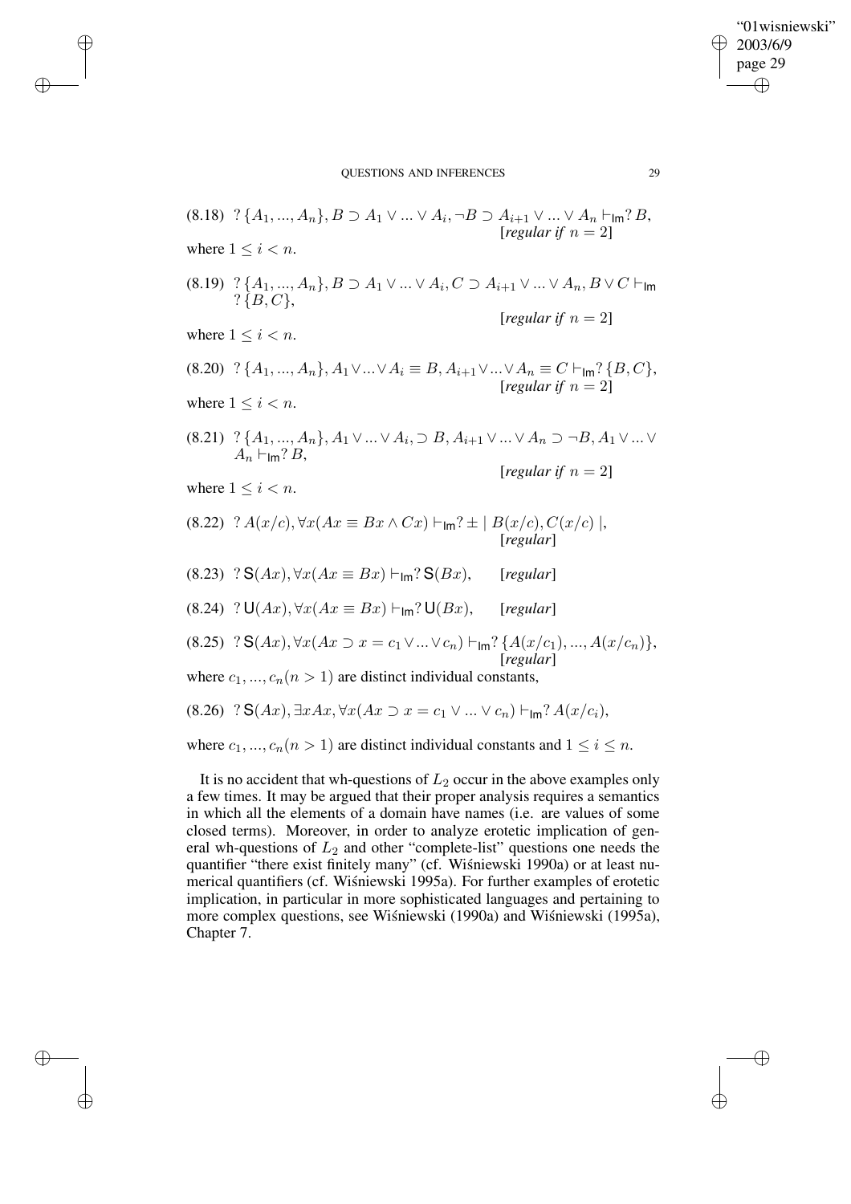(8.18) $?\{A_1, ..., A_n\}, B \supset A_1 \vee ... \vee A_i, \neg B \supset A_{i+1} \vee ... \vee A_n \vdash_{\mathsf{Im}} ?B,$ [*regular if* $n = 2$]

where $1 \leq i < n$.

(8.19) $?\{A_1, ..., A_n\}, B \supset A_1 \vee ... \vee A_i, C \supset A_{i+1} \vee ... \vee A_n, B \vee C \vdash_{\mathsf{Im}} ?\{B, C\},$ [*regular if* $n = 2$]

where $1 \leq i < n$.

(8.20) $?\{A_1, ..., A_n\}, A_1 \vee ... \vee A_i \equiv B, A_{i+1} \vee ... \vee A_n \equiv C \vdash_{\mathsf{Im}} ?\{B, C\},$ [*regular if* $n = 2$]

where $1 \leq i < n$.

(8.21) $?\{A_1, ..., A_n\}, A_1 \vee ... \vee A_i, \supset B, A_{i+1} \vee ... \vee A_n \supset \neg B, A_1 \vee ... \vee A_n \vdash_{\mathsf{Im}} ?B,$ [*regular if* $n = 2$]

where $1 \leq i < n$.

(8.22) $?A(x/c), \forall x(Ax \equiv Bx \wedge Cx) \vdash_{\mathsf{Im}} ? \pm \mid B(x/c), C(x/c) \mid,$ [*regular*]

(8.23) $?\mathsf{S}(Ax), \forall x(Ax \equiv Bx) \vdash_{\mathsf{Im}} ?\mathsf{S}(Bx),$ [*regular*]

(8.24) $?\mathsf{U}(Ax), \forall x(Ax \equiv Bx) \vdash_{\mathsf{Im}} ?\mathsf{U}(Bx),$ [*regular*]

(8.25) $?\mathsf{S}(Ax), \forall x(Ax \supset x = c_1 \vee ... \vee c_n) \vdash_{\mathsf{Im}} ?\{A(x/c_1), ..., A(x/c_n)\},$ [*regular*]

where $c_1, ..., c_n (n > 1)$ are distinct individual constants,

(8.26) $?\mathsf{S}(Ax), \exists x Ax, \forall x(Ax \supset x = c_1 \vee ... \vee c_n) \vdash_{\mathsf{Im}} ?A(x/c_i),$

where $c_1, ..., c_n (n > 1)$ are distinct individual constants and $1 \leq i \leq n$.

It is no accident that wh-questions of $L_2$ occur in the above examples only a few times. It may be argued that their proper analysis requires a semantics in which all the elements of a domain have names (i.e. are values of some closed terms). Moreover, in order to analyze erotetic implication of general wh-questions of $L_2$ and other "complete-list" questions one needs the quantifier "there exist finitely many" (cf. Wiśniewski 1990a) or at least numerical quantifiers (cf. Wiśniewski 1995a). For further examples of erotetic implication, in particular in more sophisticated languages and pertaining to more complex questions, see Wiśniewski (1990a) and Wiśniewski (1995a), Chapter 7.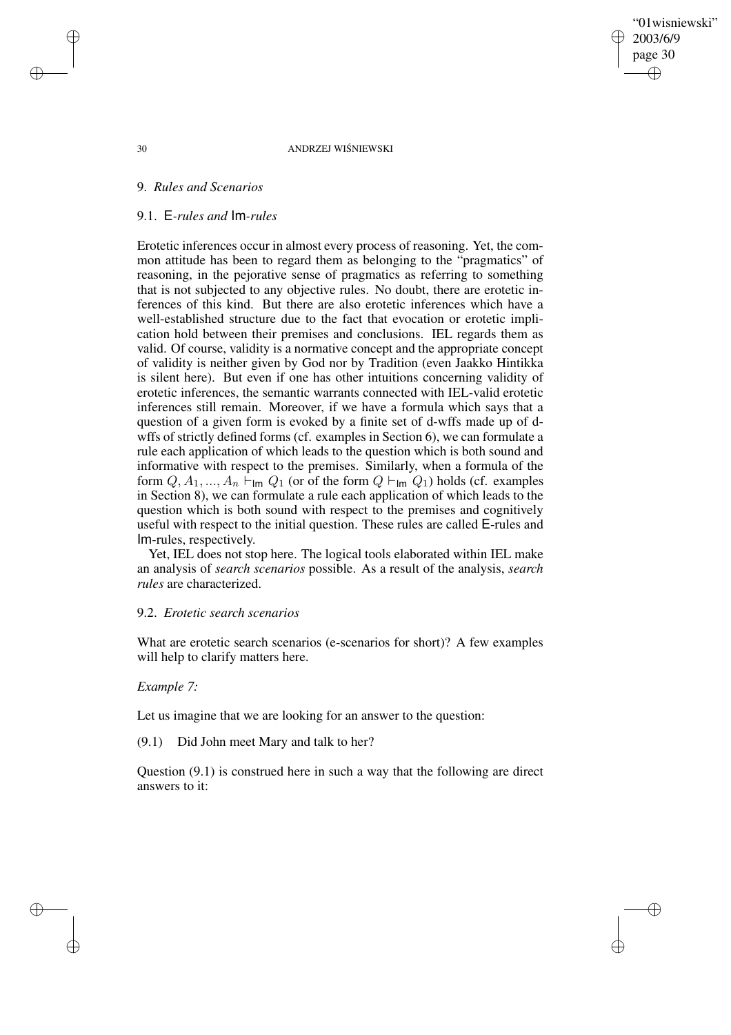## 9. *Rules and Scenarios*

### 9.1. E*-rules and* Im*-rules*

Erotetic inferences occur in almost every process of reasoning. Yet, the common attitude has been to regard them as belonging to the "pragmatics" of reasoning, in the pejorative sense of pragmatics as referring to something that is not subjected to any objective rules. No doubt, there are erotetic inferences of this kind. But there are also erotetic inferences which have a well-established structure due to the fact that evocation or erotetic implication hold between their premises and conclusions. IEL regards them as valid. Of course, validity is a normative concept and the appropriate concept of validity is neither given by God nor by Tradition (even Jaakko Hintikka is silent here). But even if one has other intuitions concerning validity of erotetic inferences, the semantic warrants connected with IEL-valid erotetic inferences still remain. Moreover, if we have a formula which says that a question of a given form is evoked by a finite set of d-wffs made up of d-wffs of strictly defined forms (cf. examples in Section 6), we can formulate a rule each application of which leads to the question which is both sound and informative with respect to the premises. Similarly, when a formula of the form $Q, A_1, ..., A_n \vdash_{\mathsf{Im}} Q_1$ (or of the form $Q \vdash_{\mathsf{Im}} Q_1$) holds (cf. examples in Section 8), we can formulate a rule each application of which leads to the question which is both sound with respect to the premises and cognitively useful with respect to the initial question. These rules are called E-rules and Im-rules, respectively.

Yet, IEL does not stop here. The logical tools elaborated within IEL make an analysis of *search scenarios* possible. As a result of the analysis, *search rules* are characterized.

### 9.2. *Erotetic search scenarios*

What are erotetic search scenarios (e-scenarios for short)? A few examples will help to clarify matters here.

*Example 7:*

Let us imagine that we are looking for an answer to the question:

(9.1) Did John meet Mary and talk to her?

Question (9.1) is construed here in such a way that the following are direct answers to it: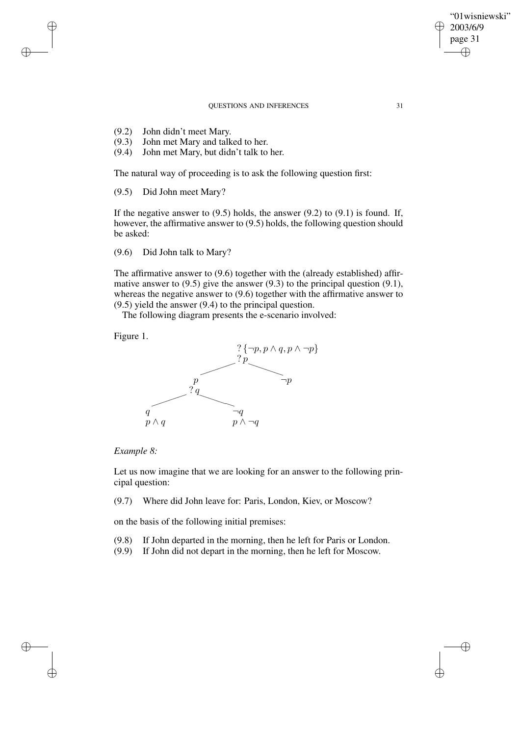(9.2) John didn't meet Mary.
(9.3) John met Mary and talked to her.
(9.4) John met Mary, but didn't talk to her.

The natural way of proceeding is to ask the following question first:

(9.5) Did John meet Mary?

If the negative answer to (9.5) holds, the answer (9.2) to (9.1) is found. If, however, the affirmative answer to (9.5) holds, the following question should be asked:

(9.6) Did John talk to Mary?

The affirmative answer to (9.6) together with the (already established) affirmative answer to (9.5) give the answer (9.3) to the principal question (9.1), whereas the negative answer to (9.6) together with the affirmative answer to (9.5) yield the answer (9.4) to the principal question.

The following diagram presents the e-scenario involved:

Figure 1.

$$
\begin{array}{c}
?\{\neg p, p \wedge q, p \wedge \neg p\} \\
?\,p
\end{array}
$$

- $p$
  - $?\,q$
    - $q$
      - $p \wedge q$
    - $\neg q$
      - $p \wedge \neg q$
- $\neg p$

*Example 8:*

Let us now imagine that we are looking for an answer to the following principal question:

(9.7) Where did John leave for: Paris, London, Kiev, or Moscow?

on the basis of the following initial premises:

(9.8) If John departed in the morning, then he left for Paris or London.
(9.9) If John did not depart in the morning, then he left for Moscow.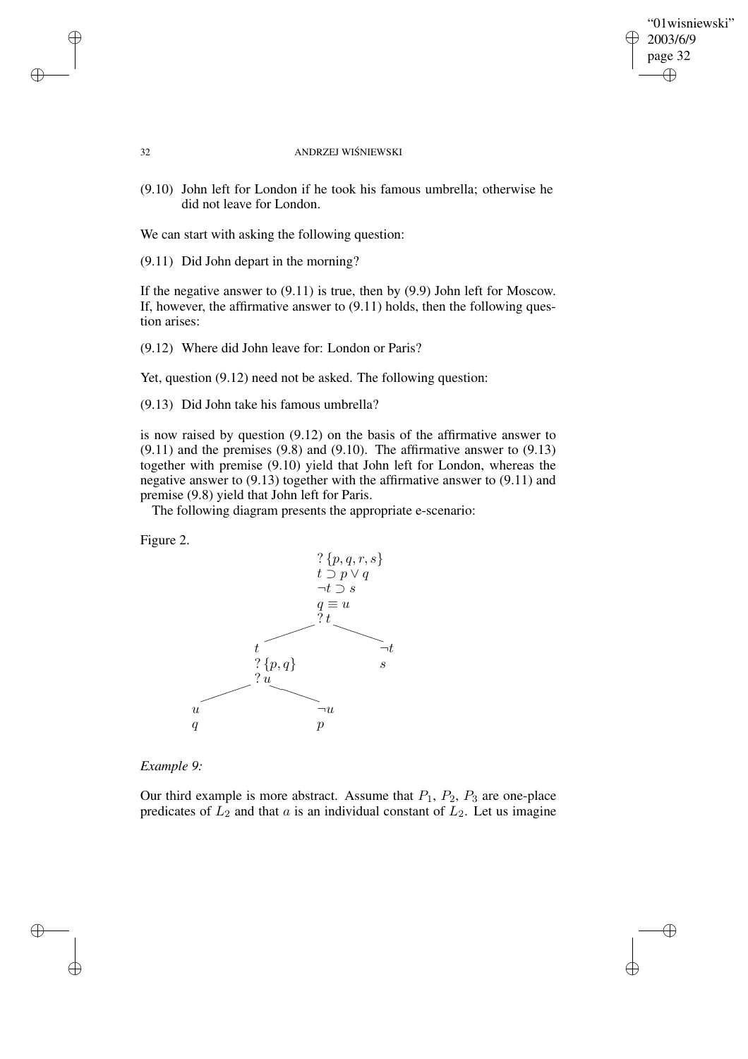(9.10) John left for London if he took his famous umbrella; otherwise he did not leave for London.

We can start with asking the following question:

(9.11) Did John depart in the morning?

If the negative answer to (9.11) is true, then by (9.9) John left for Moscow. If, however, the affirmative answer to (9.11) holds, then the following question arises:

(9.12) Where did John leave for: London or Paris?

Yet, question (9.12) need not be asked. The following question:

(9.13) Did John take his famous umbrella?

is now raised by question (9.12) on the basis of the affirmative answer to (9.11) and the premises (9.8) and (9.10). The affirmative answer to (9.13) together with premise (9.10) yield that John left for London, whereas the negative answer to (9.13) together with the affirmative answer to (9.11) and premise (9.8) yield that John left for Paris.

The following diagram presents the appropriate e-scenario:

Figure 2.

$$
\begin{array}{c}
?\{p, q, r, s\} \\
t \supset p \vee q \\
\neg t \supset s \\
q \equiv u \\
?\, t
\end{array}
$$

- Branch $t$:
  - $t$
  - $?\{p, q\}$
  - $?\, u$
    - Branch $u$: $u$, $q$
    - Branch $\neg u$: $\neg u$, $p$
- Branch $\neg t$:
  - $\neg t$
  - $s$

*Example 9:*

Our third example is more abstract. Assume that $P_1$, $P_2$, $P_3$ are one-place predicates of $L_2$ and that $a$ is an individual constant of $L_2$. Let us imagine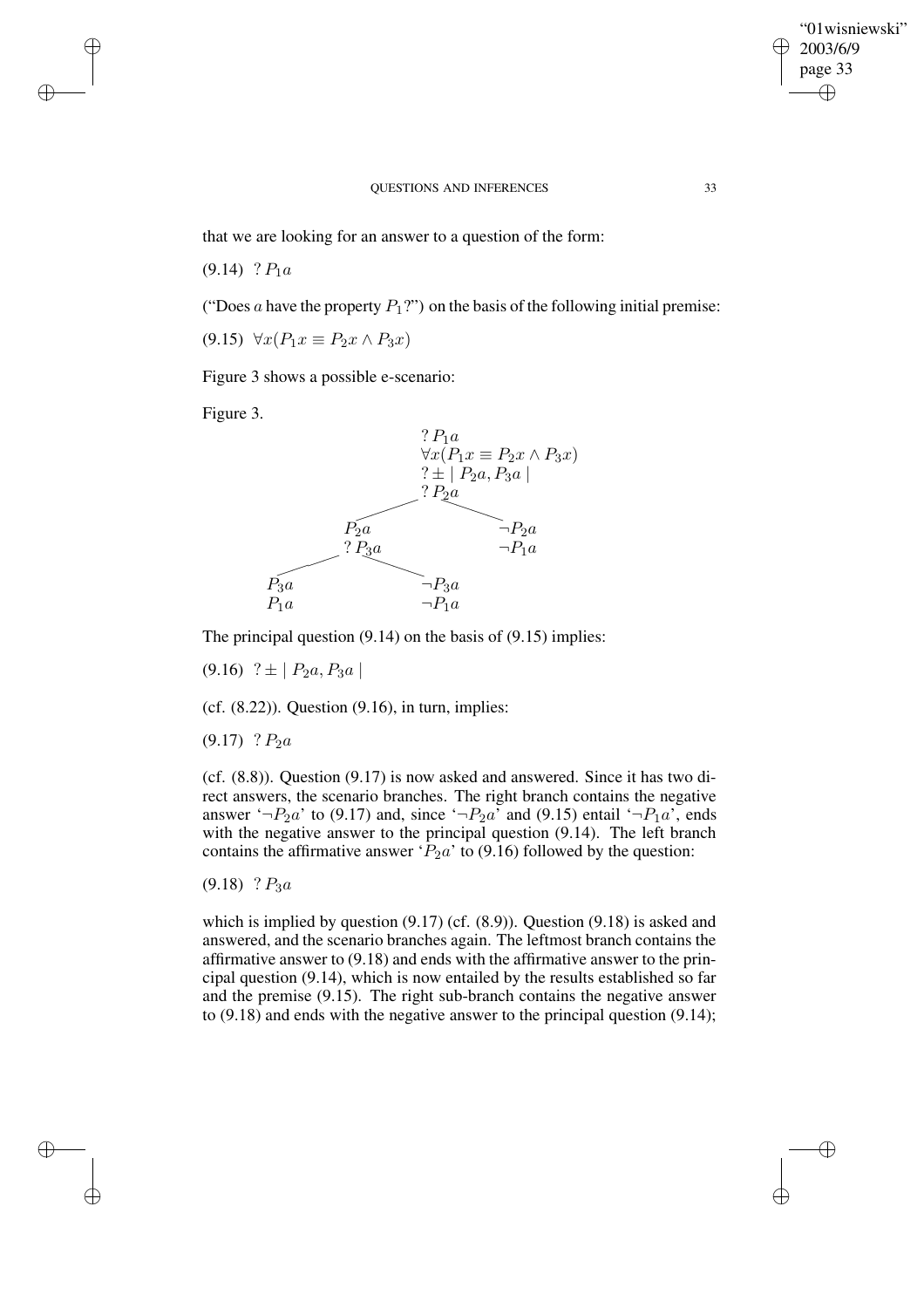that we are looking for an answer to a question of the form:

(9.14) $?\, P_1 a$

("Does $a$ have the property $P_1$?") on the basis of the following initial premise:

(9.15) $\forall x(P_1 x \equiv P_2 x \wedge P_3 x)$

Figure 3 shows a possible e-scenario:

Figure 3.

$$
\begin{array}{c}
?\, P_1 a \\
\forall x(P_1 x \equiv P_2 x \wedge P_3 x) \\
? \pm \mid P_2 a, P_3 a \mid \\
?\, P_2 a
\end{array}
$$

- $P_2 a$
  - $?\, P_3 a$
    - $P_3 a$
      - $P_1 a$
    - $\neg P_3 a$
      - $\neg P_1 a$
- $\neg P_2 a$
  - $\neg P_1 a$

The principal question (9.14) on the basis of (9.15) implies:

(9.16) $? \pm \mid P_2 a, P_3 a \mid$

(cf. (8.22)). Question (9.16), in turn, implies:

(9.17) $?\, P_2 a$

(cf. (8.8)). Question (9.17) is now asked and answered. Since it has two direct answers, the scenario branches. The right branch contains the negative answer '$\neg P_2 a$' to (9.17) and, since '$\neg P_2 a$' and (9.15) entail '$\neg P_1 a$', ends with the negative answer to the principal question (9.14). The left branch contains the affirmative answer '$P_2 a$' to (9.16) followed by the question:

(9.18) $?\, P_3 a$

which is implied by question (9.17) (cf. (8.9)). Question (9.18) is asked and answered, and the scenario branches again. The leftmost branch contains the affirmative answer to (9.18) and ends with the affirmative answer to the principal question (9.14), which is now entailed by the results established so far and the premise (9.15). The right sub-branch contains the negative answer to (9.18) and ends with the negative answer to the principal question (9.14);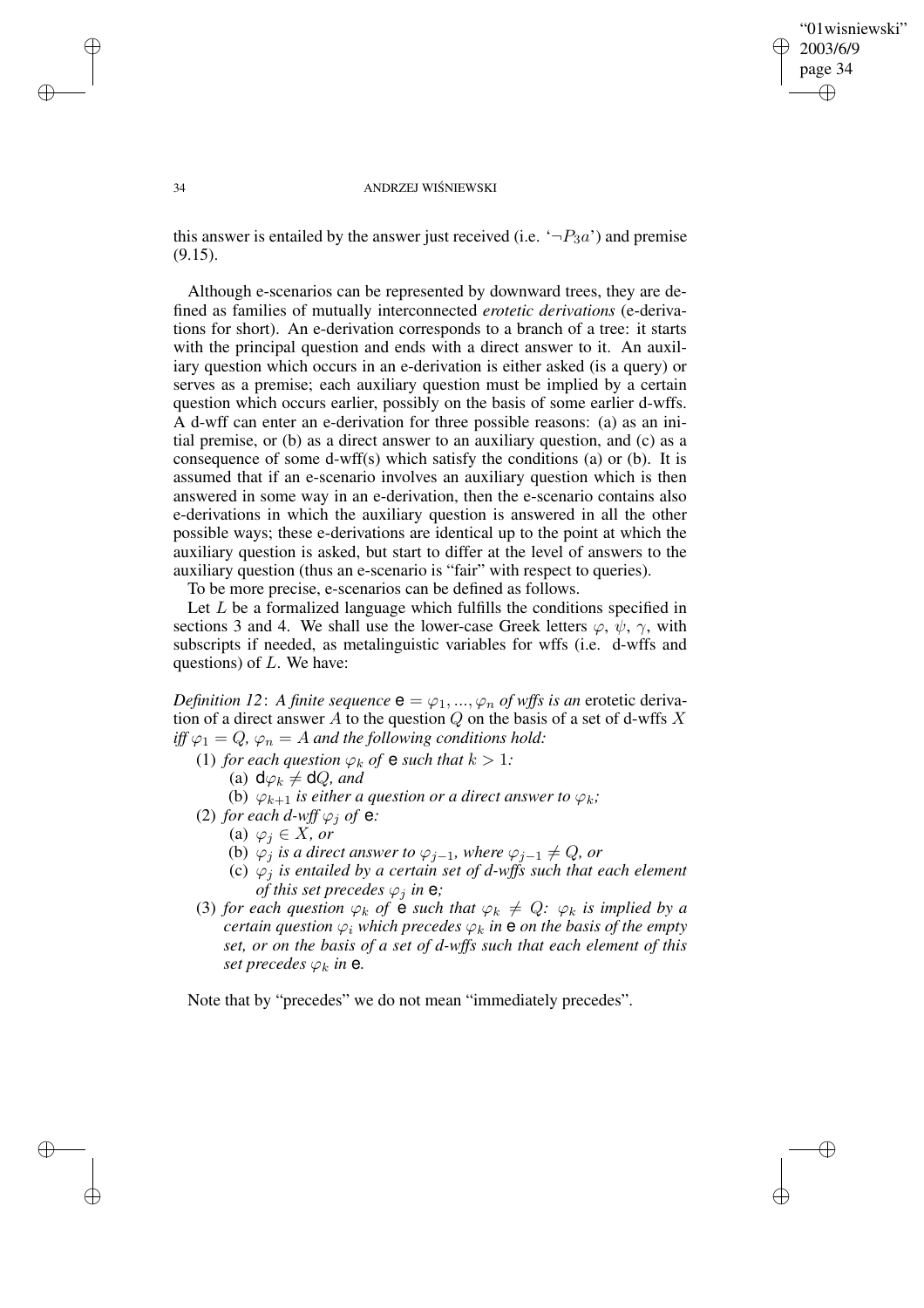this answer is entailed by the answer just received (i.e. '$\neg P_3a$') and premise (9.15).

Although e-scenarios can be represented by downward trees, they are defined as families of mutually interconnected *erotetic derivations* (e-derivations for short). An e-derivation corresponds to a branch of a tree: it starts with the principal question and ends with a direct answer to it. An auxiliary question which occurs in an e-derivation is either asked (is a query) or serves as a premise; each auxiliary question must be implied by a certain question which occurs earlier, possibly on the basis of some earlier d-wffs. A d-wff can enter an e-derivation for three possible reasons: (a) as an initial premise, or (b) as a direct answer to an auxiliary question, and (c) as a consequence of some d-wff(s) which satisfy the conditions (a) or (b). It is assumed that if an e-scenario involves an auxiliary question which is then answered in some way in an e-derivation, then the e-scenario contains also e-derivations in which the auxiliary question is answered in all the other possible ways; these e-derivations are identical up to the point at which the auxiliary question is asked, but start to differ at the level of answers to the auxiliary question (thus an e-scenario is "fair" with respect to queries).

To be more precise, e-scenarios can be defined as follows.

Let $L$ be a formalized language which fulfills the conditions specified in sections 3 and 4. We shall use the lower-case Greek letters $\varphi$, $\psi$, $\gamma$, with subscripts if needed, as metalinguistic variables for wffs (i.e. d-wffs and questions) of $L$. We have:

*Definition 12*: *A finite sequence* $\mathsf{e} = \varphi_1, ..., \varphi_n$ *of wffs is an* erotetic derivation *of a direct answer* $A$ *to the question* $Q$ *on the basis of a set of d-wffs* $X$ *iff* $\varphi_1 = Q$, $\varphi_n = A$ *and the following conditions hold:*

(1) *for each question* $\varphi_k$ *of* $\mathsf{e}$ *such that* $k > 1$*:*
   (a) $\mathsf{d}\varphi_k \neq \mathsf{d}Q$, *and*
   (b) $\varphi_{k+1}$ *is either a question or a direct answer to* $\varphi_k$*;*

(2) *for each d-wff* $\varphi_j$ *of* $\mathsf{e}$*:*
   (a) $\varphi_j \in X$, *or*
   (b) $\varphi_j$ *is a direct answer to* $\varphi_{j-1}$, *where* $\varphi_{j-1} \neq Q$, *or*
   (c) $\varphi_j$ *is entailed by a certain set of d-wffs such that each element of this set precedes* $\varphi_j$ *in* $\mathsf{e}$*;*

(3) *for each question* $\varphi_k$ *of* $\mathsf{e}$ *such that* $\varphi_k \neq Q$*:* $\varphi_k$ *is implied by a certain question* $\varphi_i$ *which precedes* $\varphi_k$ *in* $\mathsf{e}$ *on the basis of the empty set, or on the basis of a set of d-wffs such that each element of this set precedes* $\varphi_k$ *in* $\mathsf{e}$.

Note that by "precedes" we do not mean "immediately precedes".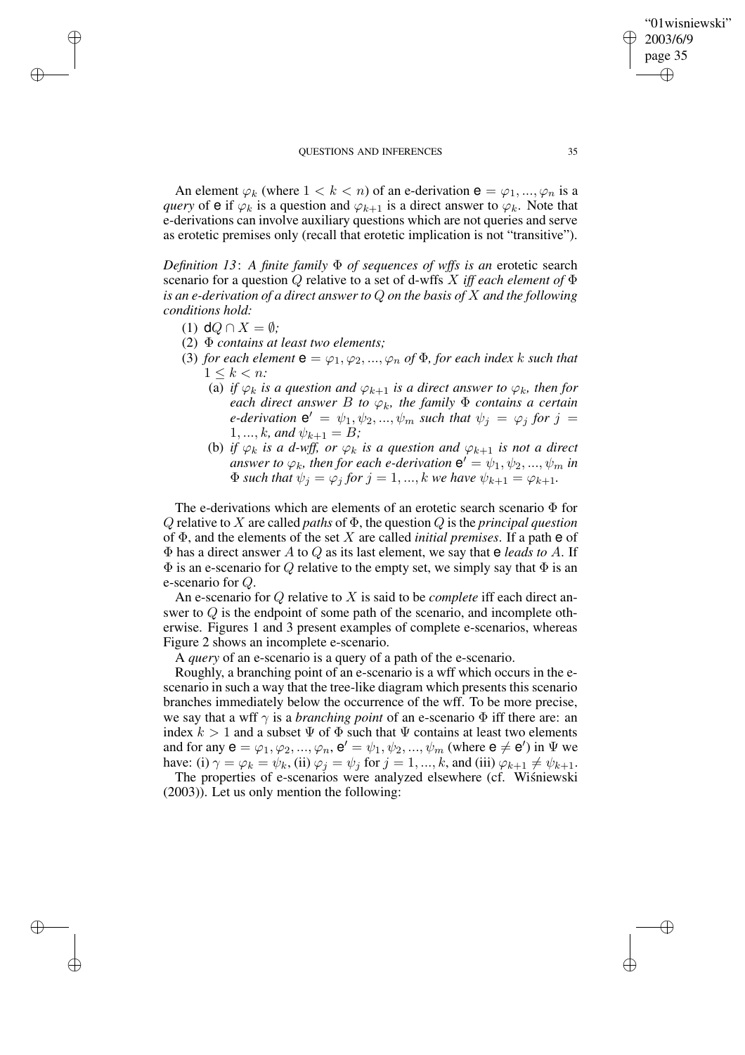An element $\varphi_k$ (where $1 < k < n$) of an e-derivation $\mathbf{e} = \varphi_1, ..., \varphi_n$ is a *query* of $\mathbf{e}$ if $\varphi_k$ is a question and $\varphi_{k+1}$ is a direct answer to $\varphi_k$. Note that e-derivations can involve auxiliary questions which are not queries and serve as erotetic premises only (recall that erotetic implication is not "transitive").

*Definition 13*: *A finite family* $\Phi$ *of sequences of wffs is an* erotetic search scenario *for a question* $Q$ *relative to a set of d-wffs* $X$ *iff each element of* $\Phi$ *is an e-derivation of a direct answer to* $Q$ *on the basis of* $X$ *and the following conditions hold:*

(1) $\mathbf{d}Q \cap X = \emptyset$*;*

(2) $\Phi$ *contains at least two elements;*

(3) *for each element* $\mathbf{e} = \varphi_1, \varphi_2, ..., \varphi_n$ *of* $\Phi$*, for each index* $k$ *such that* $1 \leq k < n$*:*

  (a) *if* $\varphi_k$ *is a question and* $\varphi_{k+1}$ *is a direct answer to* $\varphi_k$*, then for each direct answer* $B$ *to* $\varphi_k$*, the family* $\Phi$ *contains a certain e-derivation* $\mathbf{e}' = \psi_1, \psi_2, ..., \psi_m$ *such that* $\psi_j = \varphi_j$ *for* $j = 1, ..., k$*, and* $\psi_{k+1} = B$*;*

  (b) *if* $\varphi_k$ *is a d-wff, or* $\varphi_k$ *is a question and* $\varphi_{k+1}$ *is not a direct answer to* $\varphi_k$*, then for each e-derivation* $\mathbf{e}' = \psi_1, \psi_2, ..., \psi_m$ *in* $\Phi$ *such that* $\psi_j = \varphi_j$ *for* $j = 1, ..., k$ *we have* $\psi_{k+1} = \varphi_{k+1}$*.*

The e-derivations which are elements of an erotetic search scenario $\Phi$ for $Q$ relative to $X$ are called *paths* of $\Phi$, the question $Q$ is the *principal question* of $\Phi$, and the elements of the set $X$ are called *initial premises*. If a path $\mathbf{e}$ of $\Phi$ has a direct answer $A$ to $Q$ as its last element, we say that $\mathbf{e}$ *leads to* $A$. If $\Phi$ is an e-scenario for $Q$ relative to the empty set, we simply say that $\Phi$ is an e-scenario for $Q$.

An e-scenario for $Q$ relative to $X$ is said to be *complete* iff each direct answer to $Q$ is the endpoint of some path of the scenario, and incomplete otherwise. Figures 1 and 3 present examples of complete e-scenarios, whereas Figure 2 shows an incomplete e-scenario.

A *query* of an e-scenario is a query of a path of the e-scenario.

Roughly, a branching point of an e-scenario is a wff which occurs in the e-scenario in such a way that the tree-like diagram which presents this scenario branches immediately below the occurrence of the wff. To be more precise, we say that a wff $\gamma$ is a *branching point* of an e-scenario $\Phi$ iff there are: an index $k > 1$ and a subset $\Psi$ of $\Phi$ such that $\Psi$ contains at least two elements and for any $\mathbf{e} = \varphi_1, \varphi_2, ..., \varphi_n$, $\mathbf{e}' = \psi_1, \psi_2, ..., \psi_m$ (where $\mathbf{e} \neq \mathbf{e}'$) in $\Psi$ we have: (i) $\gamma = \varphi_k = \psi_k$, (ii) $\varphi_j = \psi_j$ for $j = 1, ..., k$, and (iii) $\varphi_{k+1} \neq \psi_{k+1}$.

The properties of e-scenarios were analyzed elsewhere (cf. Wiśniewski (2003)). Let us only mention the following: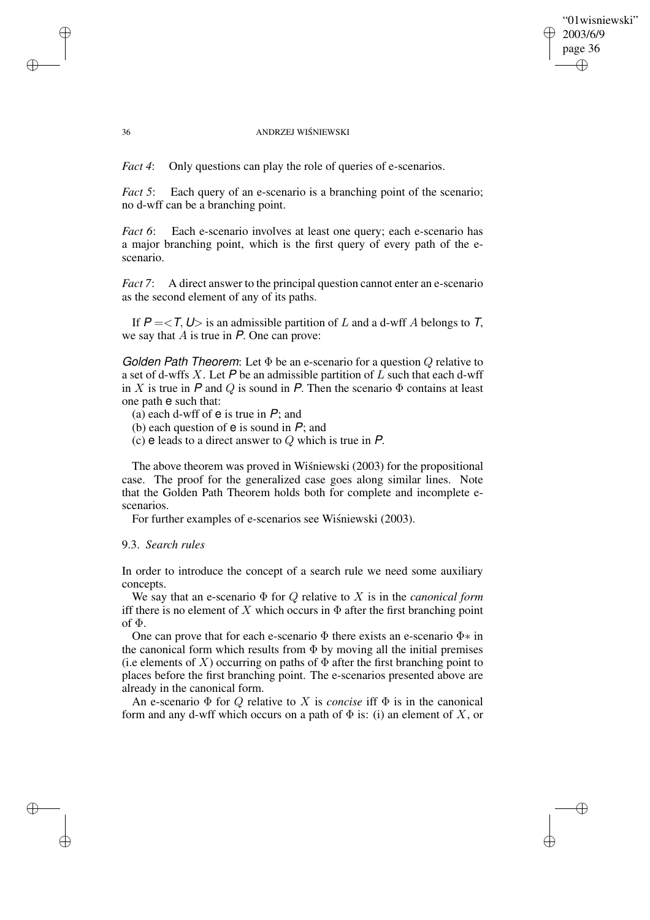*Fact 4*: Only questions can play the role of queries of e-scenarios.

*Fact 5*: Each query of an e-scenario is a branching point of the scenario; no d-wff can be a branching point.

*Fact 6*: Each e-scenario involves at least one query; each e-scenario has a major branching point, which is the first query of every path of the e-scenario.

*Fact 7*: A direct answer to the principal question cannot enter an e-scenario as the second element of any of its paths.

If $\mathsf{P} = <\mathsf{T}, \mathsf{U}>$ is an admissible partition of $L$ and a d-wff $A$ belongs to $\mathsf{T}$, we say that $A$ is true in $\mathsf{P}$. One can prove:

*Golden Path Theorem*: Let $\Phi$ be an e-scenario for a question $Q$ relative to a set of d-wffs $X$. Let $\mathsf{P}$ be an admissible partition of $L$ such that each d-wff in $X$ is true in $\mathsf{P}$ and $Q$ is sound in $\mathsf{P}$. Then the scenario $\Phi$ contains at least one path $\mathsf{e}$ such that:

(a) each d-wff of $\mathsf{e}$ is true in $\mathsf{P}$; and

(b) each question of $\mathsf{e}$ is sound in $\mathsf{P}$; and

(c) $\mathsf{e}$ leads to a direct answer to $Q$ which is true in $\mathsf{P}$.

The above theorem was proved in Wiśniewski (2003) for the propositional case. The proof for the generalized case goes along similar lines. Note that the Golden Path Theorem holds both for complete and incomplete e-scenarios.

For further examples of e-scenarios see Wiśniewski (2003).

### 9.3. *Search rules*

In order to introduce the concept of a search rule we need some auxiliary concepts.

We say that an e-scenario $\Phi$ for $Q$ relative to $X$ is in the *canonical form* iff there is no element of $X$ which occurs in $\Phi$ after the first branching point of $\Phi$.

One can prove that for each e-scenario $\Phi$ there exists an e-scenario $\Phi*$ in the canonical form which results from $\Phi$ by moving all the initial premises (i.e elements of $X$) occurring on paths of $\Phi$ after the first branching point to places before the first branching point. The e-scenarios presented above are already in the canonical form.

An e-scenario $\Phi$ for $Q$ relative to $X$ is *concise* iff $\Phi$ is in the canonical form and any d-wff which occurs on a path of $\Phi$ is: (i) an element of $X$, or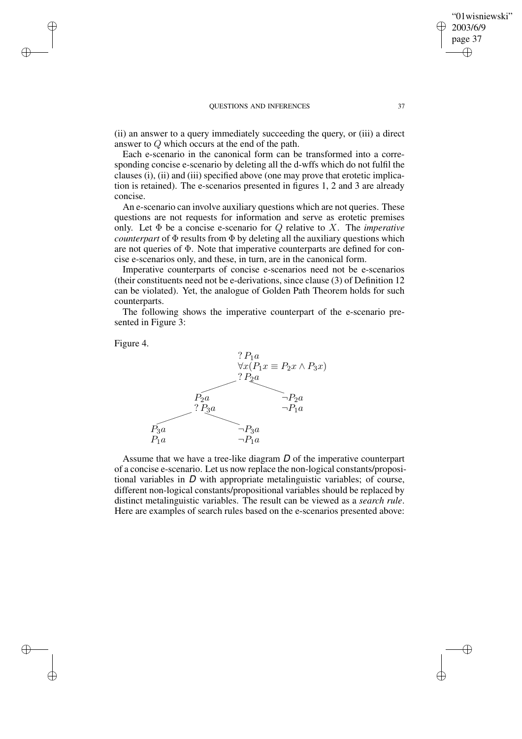(ii) an answer to a query immediately succeeding the query, or (iii) a direct answer to $Q$ which occurs at the end of the path.

Each e-scenario in the canonical form can be transformed into a corresponding concise e-scenario by deleting all the d-wffs which do not fulfil the clauses (i), (ii) and (iii) specified above (one may prove that erotetic implication is retained). The e-scenarios presented in figures 1, 2 and 3 are already concise.

An e-scenario can involve auxiliary questions which are not queries. These questions are not requests for information and serve as erotetic premises only. Let $\Phi$ be a concise e-scenario for $Q$ relative to $X$. The *imperative counterpart* of $\Phi$ results from $\Phi$ by deleting all the auxiliary questions which are not queries of $\Phi$. Note that imperative counterparts are defined for concise e-scenarios only, and these, in turn, are in the canonical form.

Imperative counterparts of concise e-scenarios need not be e-scenarios (their constituents need not be e-derivations, since clause (3) of Definition 12 can be violated). Yet, the analogue of Golden Path Theorem holds for such counterparts.

The following shows the imperative counterpart of the e-scenario presented in Figure 3:

Figure 4.

$$
\begin{array}{c}
?\,P_1a \\
\forall x(P_1x \equiv P_2x \wedge P_3x) \\
?\,P_2a
\end{array}
$$

- $P_2a$, $?\,P_3a$
  - $P_3a$, $P_1a$
  - $\neg P_3a$, $\neg P_1a$
- $\neg P_2a$, $\neg P_1a$

Assume that we have a tree-like diagram *D* of the imperative counterpart of a concise e-scenario. Let us now replace the non-logical constants/propositional variables in *D* with appropriate metalinguistic variables; of course, different non-logical constants/propositional variables should be replaced by distinct metalinguistic variables. The result can be viewed as a *search rule*. Here are examples of search rules based on the e-scenarios presented above: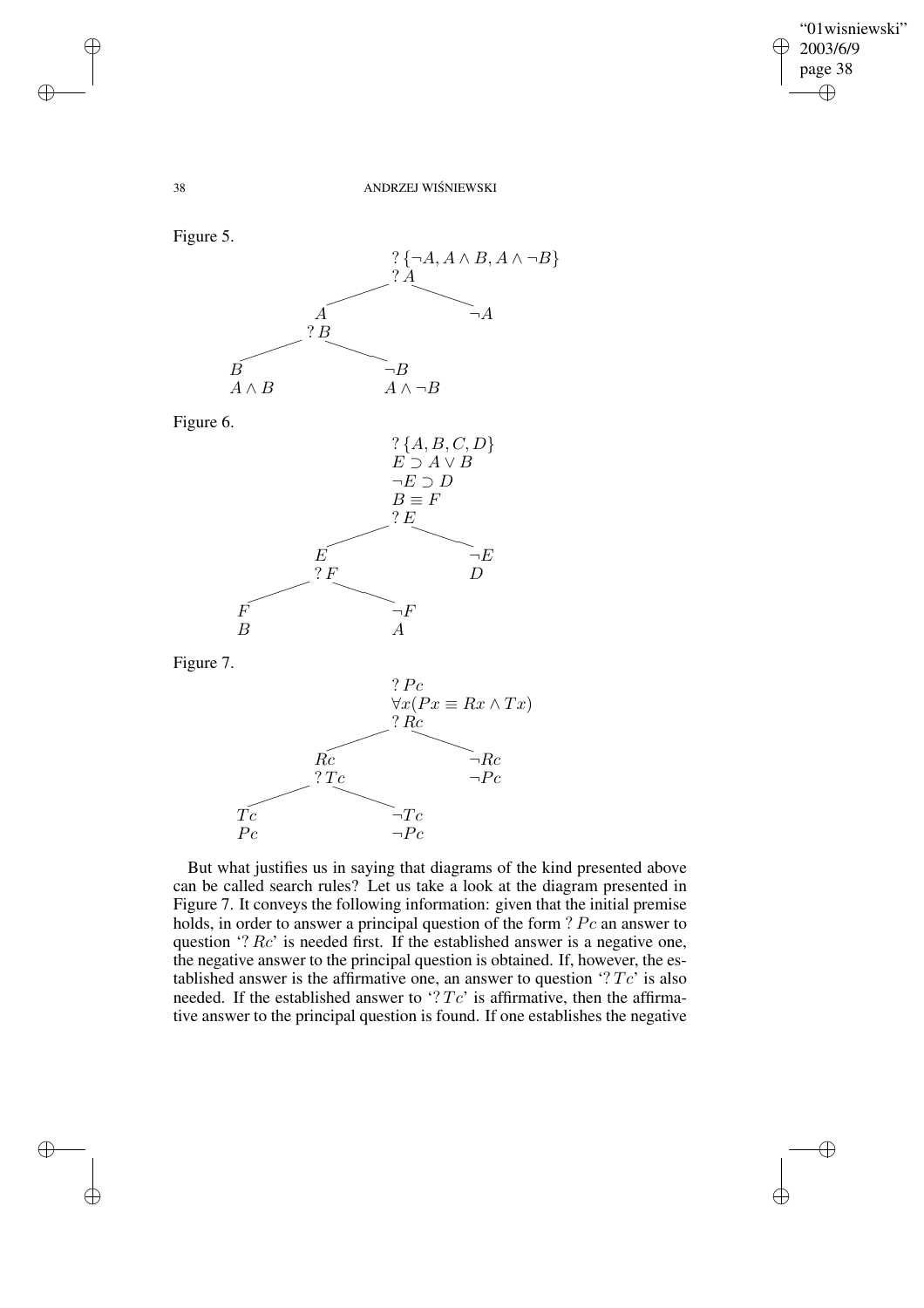Figure 5.

$$? \{\neg A, A \wedge B, A \wedge \neg B\}$$
$$? A$$

- $A$
  - $? B$
    - $B$ / $A \wedge B$
    - $\neg B$ / $A \wedge \neg B$
- $\neg A$

Figure 6.

$$? \{A, B, C, D\}$$
$$E \supset A \vee B$$
$$\neg E \supset D$$
$$B \equiv F$$
$$? E$$

- $E$
  - $? F$
    - $F$ / $B$
    - $\neg F$ / $A$
- $\neg E$ / $D$

Figure 7.

$$? Pc$$
$$\forall x(Px \equiv Rx \wedge Tx)$$
$$? Rc$$

- $Rc$
  - $? Tc$
    - $Tc$ / $Pc$
    - $\neg Tc$ / $\neg Pc$
- $\neg Rc$ / $\neg Pc$

But what justifies us in saying that diagrams of the kind presented above can be called search rules? Let us take a look at the diagram presented in Figure 7. It conveys the following information: given that the initial premise holds, in order to answer a principal question of the form $? Pc$ an answer to question '$? Rc$' is needed first. If the established answer is a negative one, the negative answer to the principal question is obtained. If, however, the established answer is the affirmative one, an answer to question '$? Tc$' is also needed. If the established answer to '$? Tc$' is affirmative, then the affirmative answer to the principal question is found. If one establishes the negative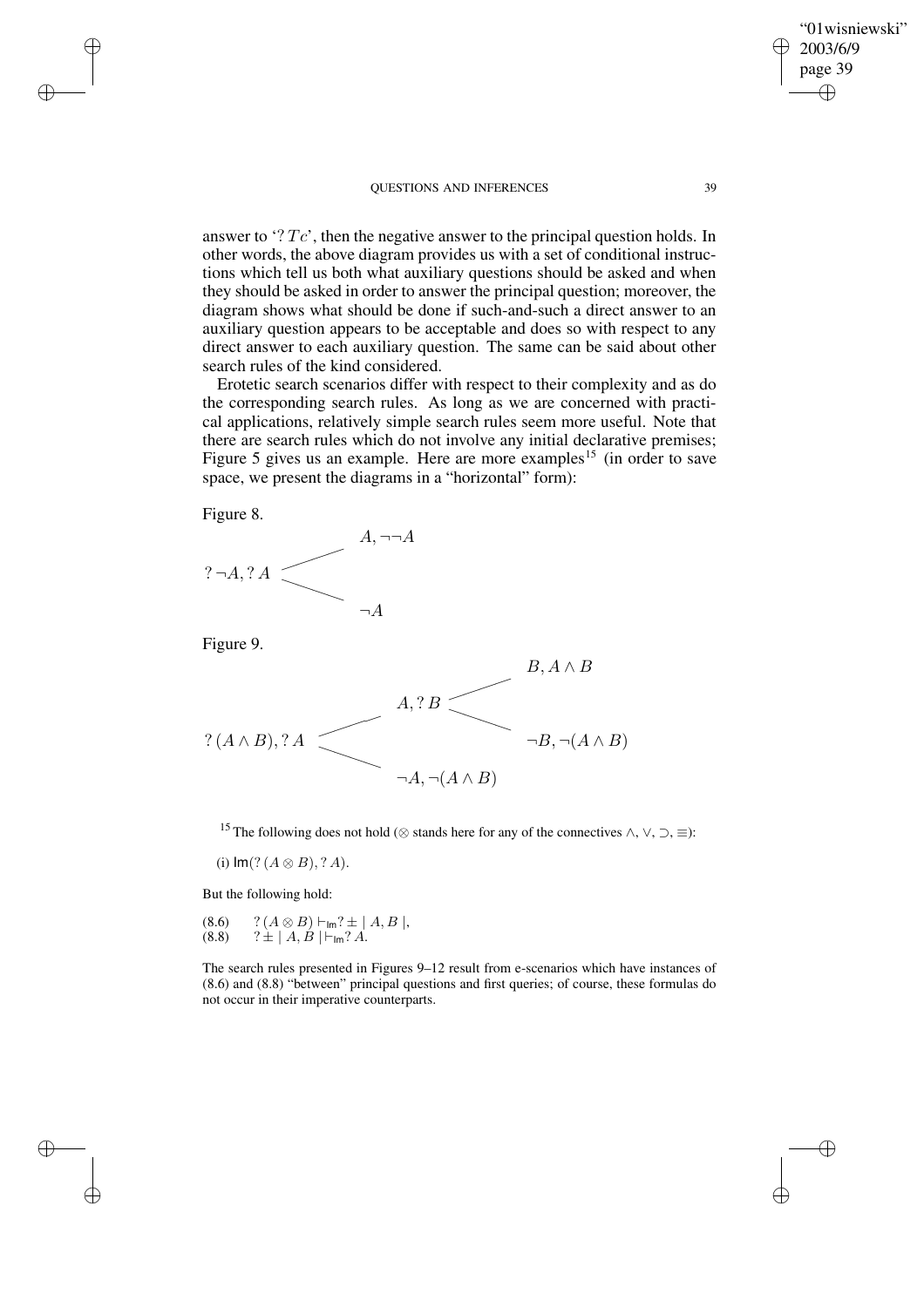answer to '$?\,Tc$', then the negative answer to the principal question holds. In other words, the above diagram provides us with a set of conditional instructions which tell us both what auxiliary questions should be asked and when they should be asked in order to answer the principal question; moreover, the diagram shows what should be done if such-and-such a direct answer to an auxiliary question appears to be acceptable and does so with respect to any direct answer to each auxiliary question. The same can be said about other search rules of the kind considered.

Erotetic search scenarios differ with respect to their complexity and as do the corresponding search rules. As long as we are concerned with practical applications, relatively simple search rules seem more useful. Note that there are search rules which do not involve any initial declarative premises; Figure 5 gives us an example. Here are more examples[15] (in order to save space, we present the diagrams in a "horizontal" form):

Figure 8.

$$?\,\neg A, ?\,A \quad \begin{cases} A, \neg\neg A \\ \neg A \end{cases}$$

Figure 9.

$$?\,(A \wedge B), ?\,A \quad \begin{cases} A, ?\,B \quad \begin{cases} B, A \wedge B \\ \neg B, \neg(A \wedge B) \end{cases} \\ \neg A, \neg(A \wedge B) \end{cases}$$

[15] The following does not hold ($\otimes$ stands here for any of the connectives $\wedge, \vee, \supset, \equiv$):

(i) $\mathsf{Im}(?\,(A \otimes B), ?\,A)$.

But the following hold:

(8.6) $\quad ?\,(A \otimes B) \vdash_{\mathsf{Im}} ?\pm \mid A, B \mid$,
(8.8) $\quad ?\pm \mid A, B \mid \vdash_{\mathsf{Im}} ?\,A$.

The search rules presented in Figures 9–12 result from e-scenarios which have instances of (8.6) and (8.8) "between" principal questions and first queries; of course, these formulas do not occur in their imperative counterparts.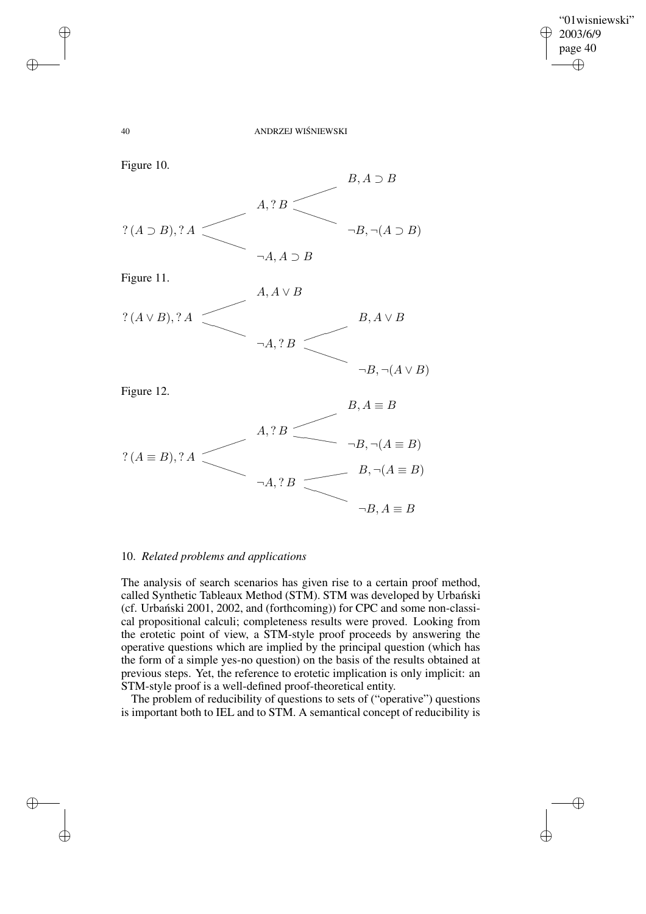Figure 10.

$$? (A \supset B), ?\, A \quad \begin{cases} A, ?\, B & \begin{cases} B, A \supset B \\ \neg B, \neg(A \supset B) \end{cases} \\ \neg A, A \supset B \end{cases}$$

Figure 11.

$$? (A \vee B), ?\, A \quad \begin{cases} A, A \vee B \\ \neg A, ?\, B & \begin{cases} B, A \vee B \\ \neg B, \neg(A \vee B) \end{cases} \end{cases}$$

Figure 12.

$$? (A \equiv B), ?\, A \quad \begin{cases} A, ?\, B & \begin{cases} B, A \equiv B \\ \neg B, \neg(A \equiv B) \end{cases} \\ \neg A, ?\, B & \begin{cases} B, \neg(A \equiv B) \\ \neg B, A \equiv B \end{cases} \end{cases}$$

## 10. *Related problems and applications*

The analysis of search scenarios has given rise to a certain proof method, called Synthetic Tableaux Method (STM). STM was developed by Urbański (cf. Urbański 2001, 2002, and (forthcoming)) for CPC and some non-classical propositional calculi; completeness results were proved. Looking from the erotetic point of view, a STM-style proof proceeds by answering the operative questions which are implied by the principal question (which has the form of a simple yes-no question) on the basis of the results obtained at previous steps. Yet, the reference to erotetic implication is only implicit: an STM-style proof is a well-defined proof-theoretical entity.

The problem of reducibility of questions to sets of ("operative") questions is important both to IEL and to STM. A semantical concept of reducibility is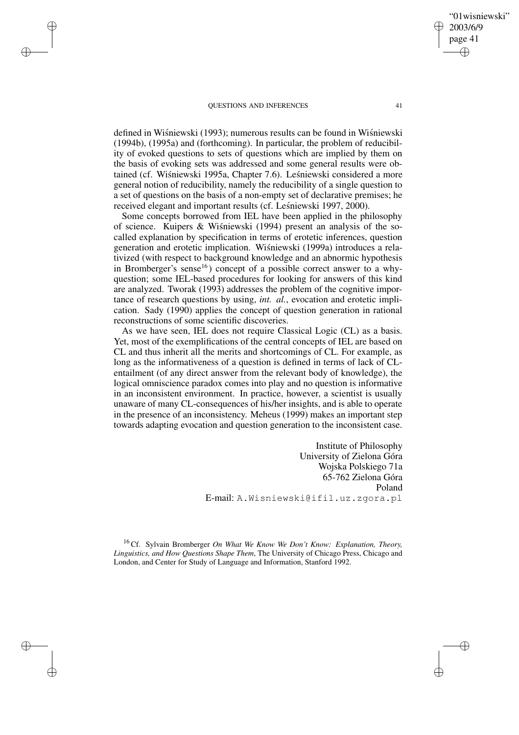defined in Wiśniewski (1993); numerous results can be found in Wiśniewski (1994b), (1995a) and (forthcoming). In particular, the problem of reducibility of evoked questions to sets of questions which are implied by them on the basis of evoking sets was addressed and some general results were obtained (cf. Wiśniewski 1995a, Chapter 7.6). Leśniewski considered a more general notion of reducibility, namely the reducibility of a single question to a set of questions on the basis of a non-empty set of declarative premises; he received elegant and important results (cf. Leśniewski 1997, 2000).

Some concepts borrowed from IEL have been applied in the philosophy of science. Kuipers & Wiśniewski (1994) present an analysis of the so-called explanation by specification in terms of erotetic inferences, question generation and erotetic implication. Wiśniewski (1999a) introduces a relativized (with respect to background knowledge and an abnormic hypothesis in Bromberger's sense[16]) concept of a possible correct answer to a why-question; some IEL-based procedures for looking for answers of this kind are analyzed. Tworak (1993) addresses the problem of the cognitive importance of research questions by using, *int. al.*, evocation and erotetic implication. Sady (1990) applies the concept of question generation in rational reconstructions of some scientific discoveries.

As we have seen, IEL does not require Classical Logic (CL) as a basis. Yet, most of the exemplifications of the central concepts of IEL are based on CL and thus inherit all the merits and shortcomings of CL. For example, as long as the informativeness of a question is defined in terms of lack of CL-entailment (of any direct answer from the relevant body of knowledge), the logical omniscience paradox comes into play and no question is informative in an inconsistent environment. In practice, however, a scientist is usually unaware of many CL-consequences of his/her insights, and is able to operate in the presence of an inconsistency. Meheus (1999) makes an important step towards adapting evocation and question generation to the inconsistent case.

Institute of Philosophy
University of Zielona Góra
Wojska Polskiego 71a
65-762 Zielona Góra
Poland
E-mail: A.Wisniewski@ifil.uz.zgora.pl

[16] Cf. Sylvain Bromberger *On What We Know We Don't Know: Explanation, Theory, Linguistics, and How Questions Shape Them*, The University of Chicago Press, Chicago and London, and Center for Study of Language and Information, Stanford 1992.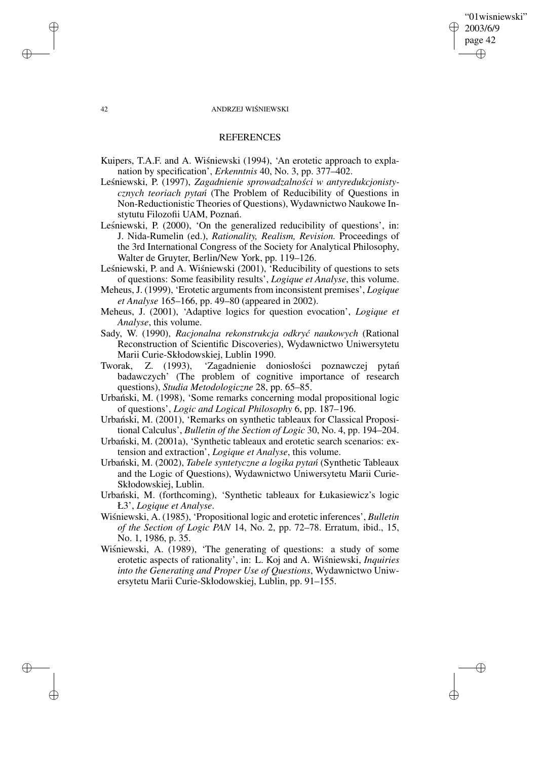## REFERENCES

Kuipers, T.A.F. and A. Wiśniewski (1994), 'An erotetic approach to explanation by specification', *Erkenntnis* 40, No. 3, pp. 377–402.

Leśniewski, P. (1997), *Zagadnienie sprowadzalności w antyredukcjonistycznych teoriach pytań* (The Problem of Reducibility of Questions in Non-Reductionistic Theories of Questions), Wydawnictwo Naukowe Instytutu Filozofii UAM, Poznań.

Leśniewski, P. (2000), 'On the generalized reducibility of questions', in: J. Nida-Rumelin (ed.), *Rationality, Realism, Revision.* Proceedings of the 3rd International Congress of the Society for Analytical Philosophy, Walter de Gruyter, Berlin/New York, pp. 119–126.

Leśniewski, P. and A. Wiśniewski (2001), 'Reducibility of questions to sets of questions: Some feasibility results', *Logique et Analyse*, this volume.

Meheus, J. (1999), 'Erotetic arguments from inconsistent premises', *Logique et Analyse* 165–166, pp. 49–80 (appeared in 2002).

Meheus, J. (2001), 'Adaptive logics for question evocation', *Logique et Analyse*, this volume.

Sady, W. (1990), *Racjonalna rekonstrukcja odkryć naukowych* (Rational Reconstruction of Scientific Discoveries), Wydawnictwo Uniwersytetu Marii Curie-Skłodowskiej, Lublin 1990.

Tworak, Z. (1993), 'Zagadnienie doniosłości poznawczej pytań badawczych' (The problem of cognitive importance of research questions), *Studia Metodologiczne* 28, pp. 65–85.

Urbański, M. (1998), 'Some remarks concerning modal propositional logic of questions', *Logic and Logical Philosophy* 6, pp. 187–196.

Urbański, M. (2001), 'Remarks on synthetic tableaux for Classical Propositional Calculus', *Bulletin of the Section of Logic* 30, No. 4, pp. 194–204.

Urbański, M. (2001a), 'Synthetic tableaux and erotetic search scenarios: extension and extraction', *Logique et Analyse*, this volume.

Urbański, M. (2002), *Tabele syntetyczne a logika pytań* (Synthetic Tableaux and the Logic of Questions), Wydawnictwo Uniwersytetu Marii Curie-Skłodowskiej, Lublin.

Urbański, M. (forthcoming), 'Synthetic tableaux for Łukasiewicz's logic Ł3', *Logique et Analyse*.

Wiśniewski, A. (1985), 'Propositional logic and erotetic inferences', *Bulletin of the Section of Logic PAN* 14, No. 2, pp. 72–78. Erratum, ibid., 15, No. 1, 1986, p. 35.

Wiśniewski, A. (1989), 'The generating of questions: a study of some erotetic aspects of rationality', in: L. Koj and A. Wiśniewski, *Inquiries into the Generating and Proper Use of Questions*, Wydawnictwo Uniwersytetu Marii Curie-Skłodowskiej, Lublin, pp. 91–155.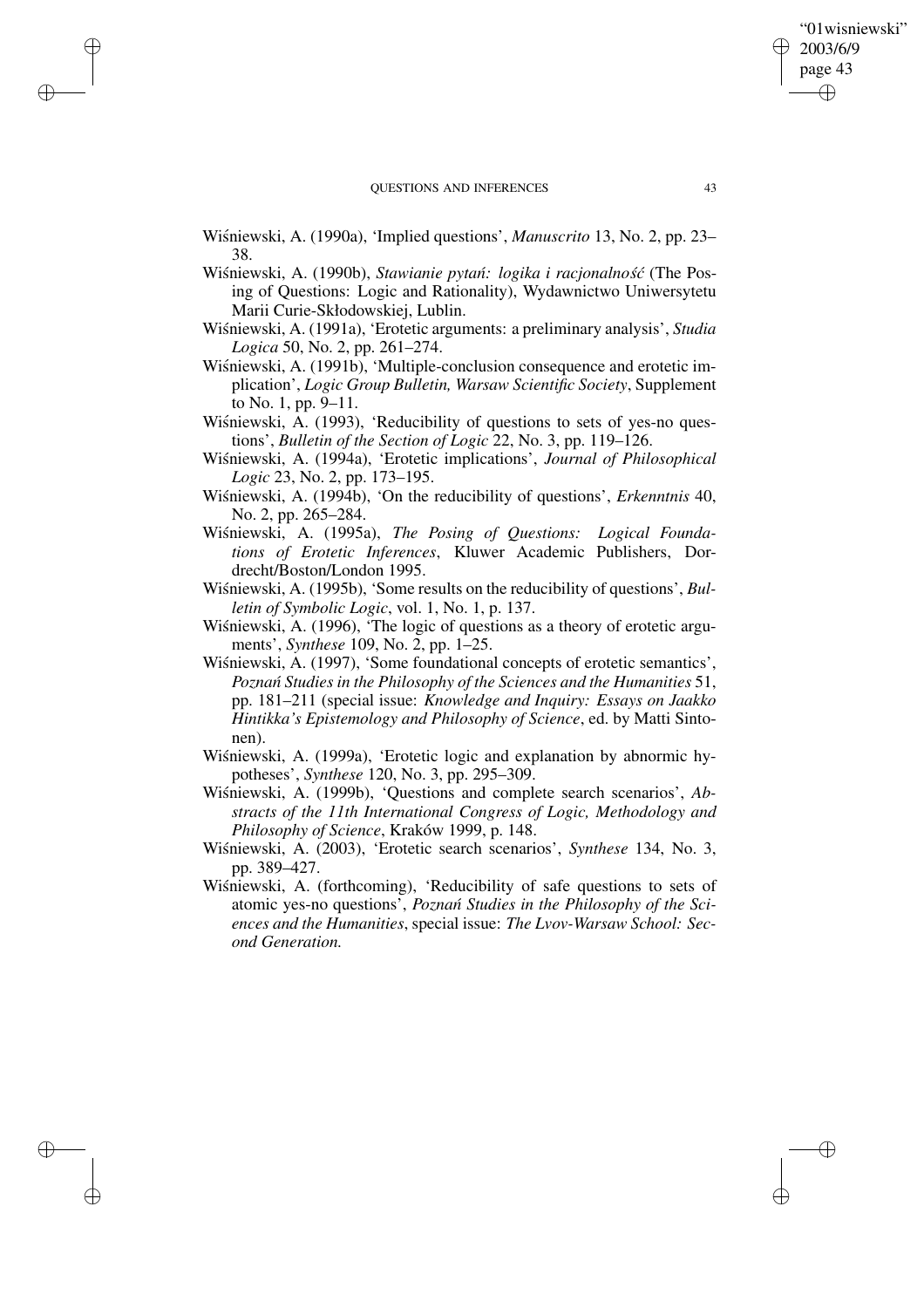Wiśniewski, A. (1990a), 'Implied questions', *Manuscrito* 13, No. 2, pp. 23–38.

Wiśniewski, A. (1990b), *Stawianie pytań: logika i racjonalność* (The Posing of Questions: Logic and Rationality), Wydawnictwo Uniwersytetu Marii Curie-Skłodowskiej, Lublin.

Wiśniewski, A. (1991a), 'Erotetic arguments: a preliminary analysis', *Studia Logica* 50, No. 2, pp. 261–274.

Wiśniewski, A. (1991b), 'Multiple-conclusion consequence and erotetic implication', *Logic Group Bulletin, Warsaw Scientific Society*, Supplement to No. 1, pp. 9–11.

Wiśniewski, A. (1993), 'Reducibility of questions to sets of yes-no questions', *Bulletin of the Section of Logic* 22, No. 3, pp. 119–126.

Wiśniewski, A. (1994a), 'Erotetic implications', *Journal of Philosophical Logic* 23, No. 2, pp. 173–195.

Wiśniewski, A. (1994b), 'On the reducibility of questions', *Erkenntnis* 40, No. 2, pp. 265–284.

Wiśniewski, A. (1995a), *The Posing of Questions: Logical Foundations of Erotetic Inferences*, Kluwer Academic Publishers, Dordrecht/Boston/London 1995.

Wiśniewski, A. (1995b), 'Some results on the reducibility of questions', *Bulletin of Symbolic Logic*, vol. 1, No. 1, p. 137.

Wiśniewski, A. (1996), 'The logic of questions as a theory of erotetic arguments', *Synthese* 109, No. 2, pp. 1–25.

Wiśniewski, A. (1997), 'Some foundational concepts of erotetic semantics', *Poznań Studies in the Philosophy of the Sciences and the Humanities* 51, pp. 181–211 (special issue: *Knowledge and Inquiry: Essays on Jaakko Hintikka's Epistemology and Philosophy of Science*, ed. by Matti Sintonen).

Wiśniewski, A. (1999a), 'Erotetic logic and explanation by abnormic hypotheses', *Synthese* 120, No. 3, pp. 295–309.

Wiśniewski, A. (1999b), 'Questions and complete search scenarios', *Abstracts of the 11th International Congress of Logic, Methodology and Philosophy of Science*, Kraków 1999, p. 148.

Wiśniewski, A. (2003), 'Erotetic search scenarios', *Synthese* 134, No. 3, pp. 389–427.

Wiśniewski, A. (forthcoming), 'Reducibility of safe questions to sets of atomic yes-no questions', *Poznań Studies in the Philosophy of the Sciences and the Humanities*, special issue: *The Lvov-Warsaw School: Second Generation.*